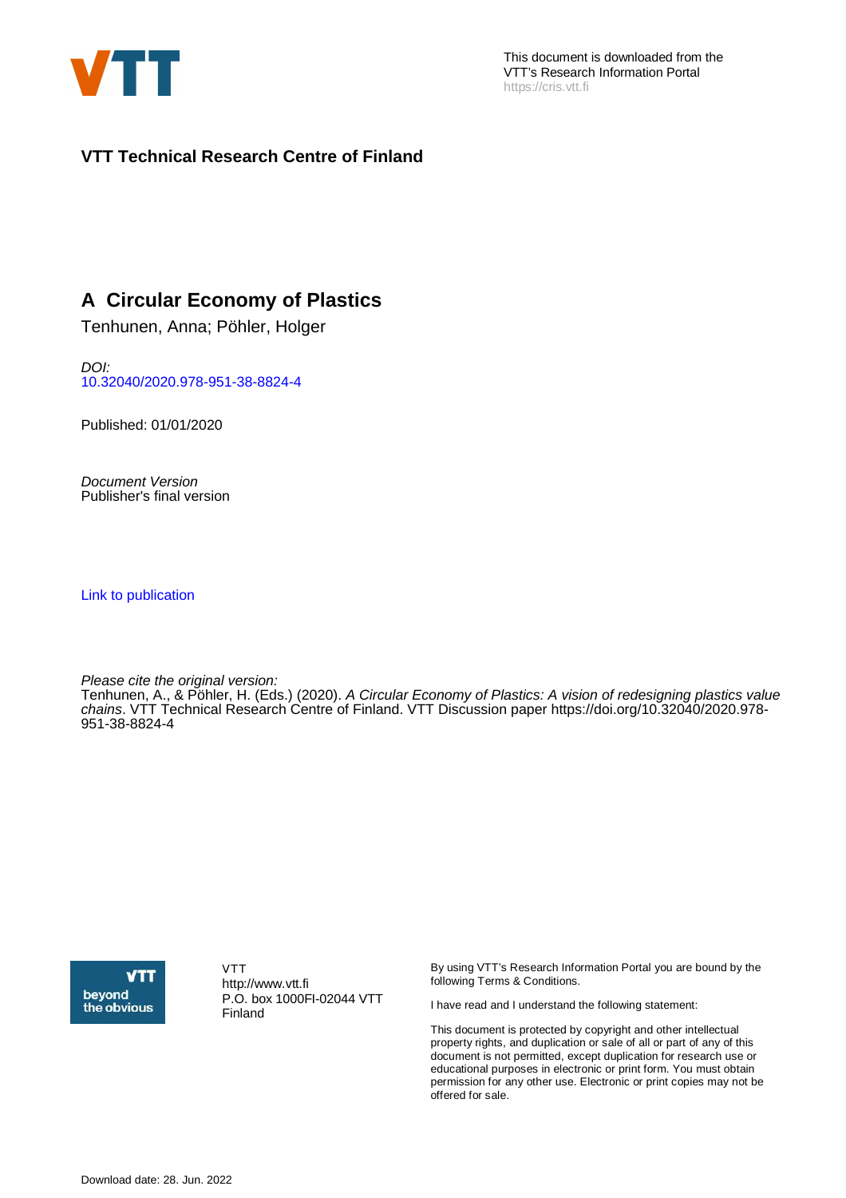This document is downloaded from the VTT's Research Information Portal
https://cris.vtt.fi

**VTT Technical Research Centre of Finland**

# A Circular Economy of Plastics

Tenhunen, Anna; Pöhler, Holger

*DOI:*
10.32040/2020.978-951-38-8824-4

Published: 01/01/2020

*Document Version*
Publisher's final version

Link to publication

*Please cite the original version:*
Tenhunen, A., & Pöhler, H. (Eds.) (2020). *A Circular Economy of Plastics: A vision of redesigning plastics value chains*. VTT Technical Research Centre of Finland. VTT Discussion paper https://doi.org/10.32040/2020.978-951-38-8824-4

VTT
http://www.vtt.fi
P.O. box 1000FI-02044 VTT
Finland

By using VTT's Research Information Portal you are bound by the following Terms & Conditions.

I have read and I understand the following statement:

This document is protected by copyright and other intellectual property rights, and duplication or sale of all or part of any of this document is not permitted, except duplication for research use or educational purposes in electronic or print form. You must obtain permission for any other use. Electronic or print copies may not be offered for sale.

Download date: 28. Jun. 2022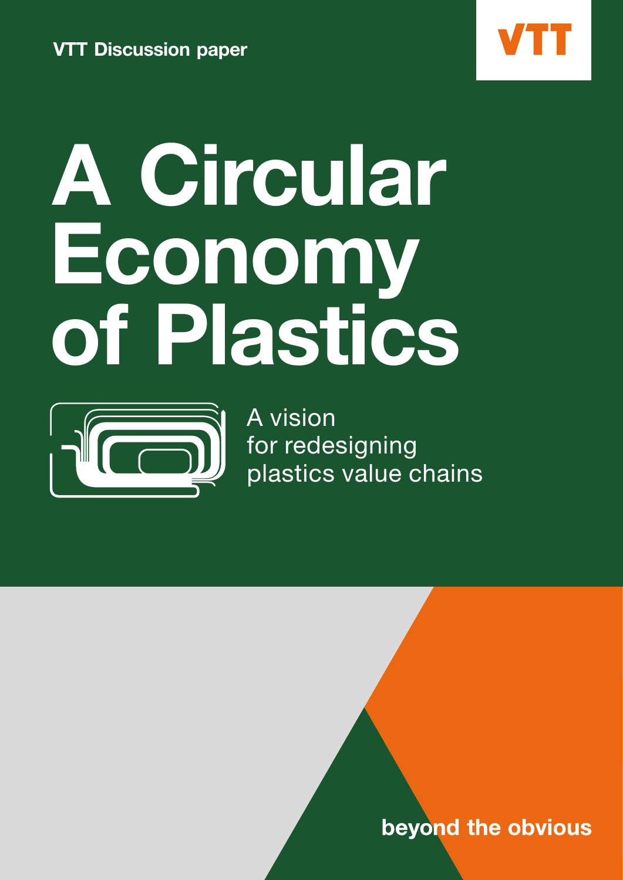VTT Discussion paper

# A Circular Economy of Plastics

A vision for redesigning plastics value chains

beyond the obvious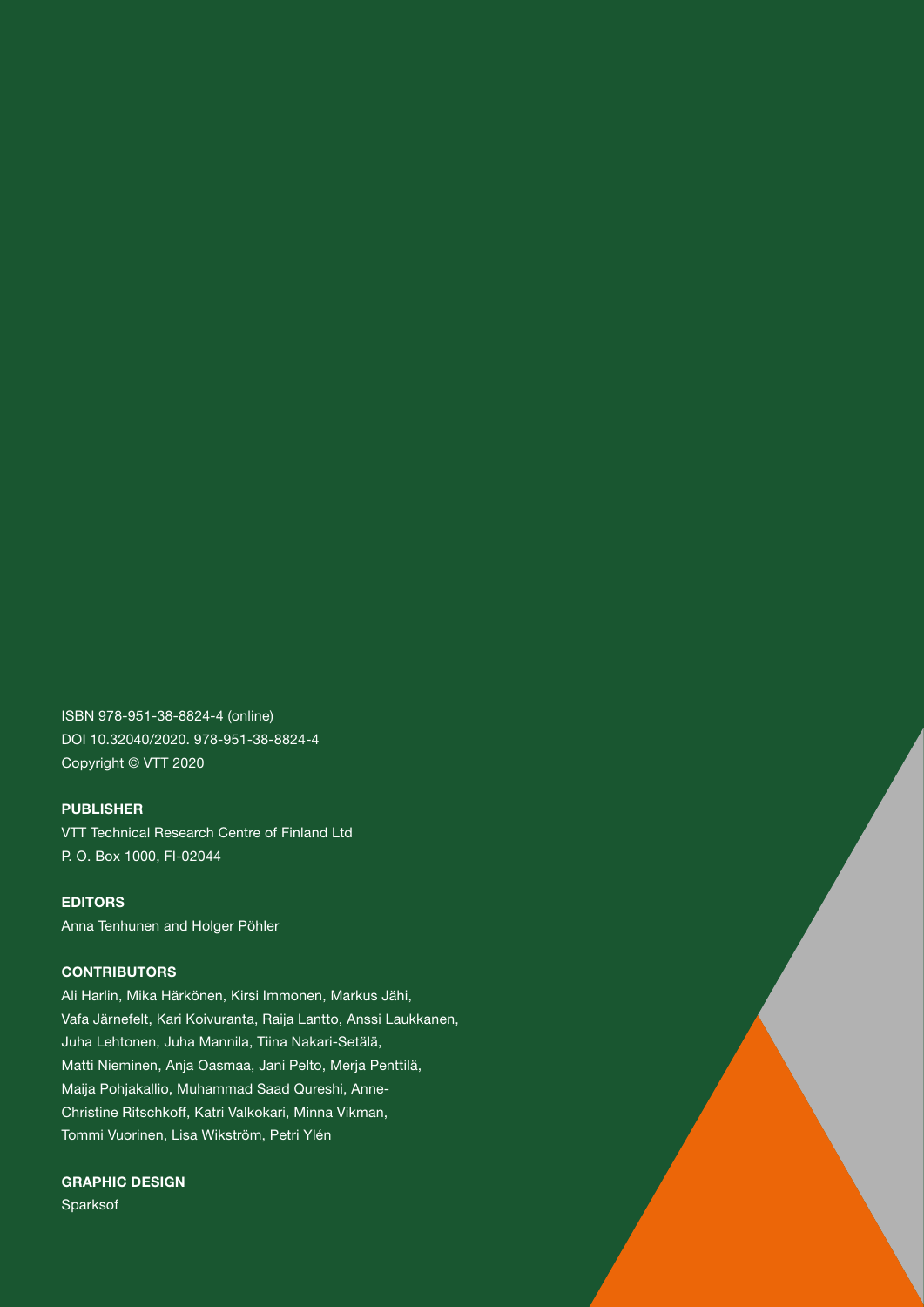ISBN 978-951-38-8824-4 (online)
DOI 10.32040/2020. 978-951-38-8824-4
Copyright © VTT 2020

**PUBLISHER**

VTT Technical Research Centre of Finland Ltd
P. O. Box 1000, FI-02044

**EDITORS**

Anna Tenhunen and Holger Pöhler

**CONTRIBUTORS**

Ali Harlin, Mika Härkönen, Kirsi Immonen, Markus Jähi, Vafa Järnefelt, Kari Koivuranta, Raija Lantto, Anssi Laukkanen, Juha Lehtonen, Juha Mannila, Tiina Nakari-Setälä, Matti Nieminen, Anja Oasmaa, Jani Pelto, Merja Penttilä, Maija Pohjakallio, Muhammad Saad Qureshi, Anne-Christine Ritschkoff, Katri Valkokari, Minna Vikman, Tommi Vuorinen, Lisa Wikström, Petri Ylén

**GRAPHIC DESIGN**

Sparksof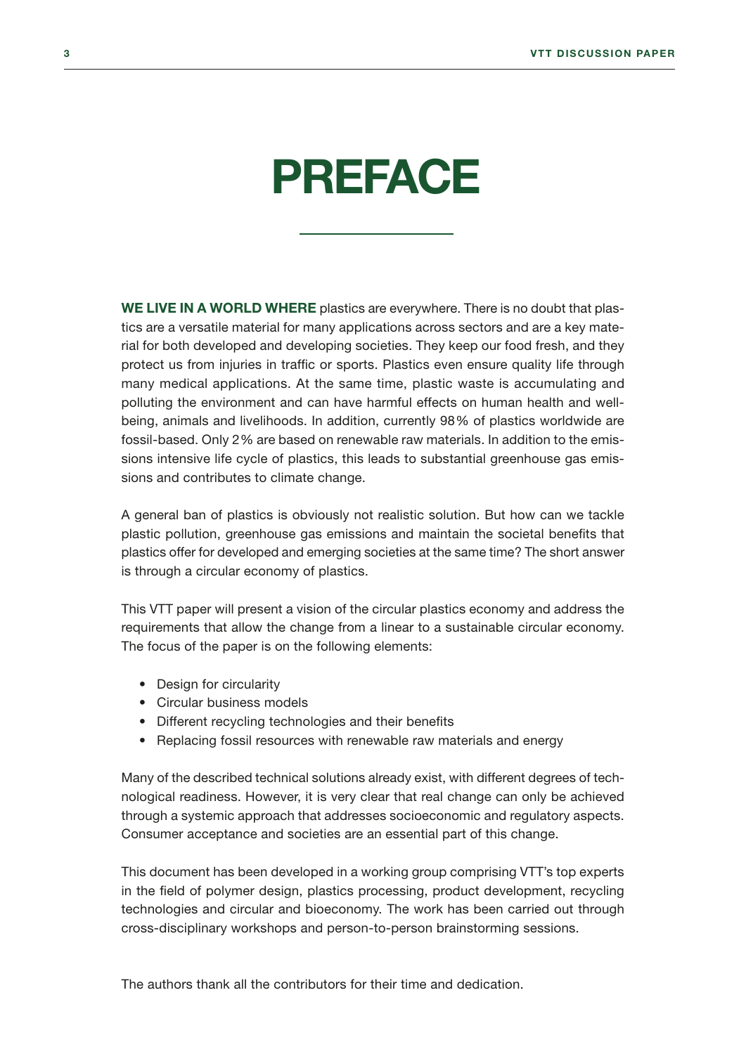# PREFACE

**WE LIVE IN A WORLD WHERE** plastics are everywhere. There is no doubt that plastics are a versatile material for many applications across sectors and are a key material for both developed and developing societies. They keep our food fresh, and they protect us from injuries in traffic or sports. Plastics even ensure quality life through many medical applications. At the same time, plastic waste is accumulating and polluting the environment and can have harmful effects on human health and well-being, animals and livelihoods. In addition, currently 98% of plastics worldwide are fossil-based. Only 2% are based on renewable raw materials. In addition to the emissions intensive life cycle of plastics, this leads to substantial greenhouse gas emissions and contributes to climate change.

A general ban of plastics is obviously not realistic solution. But how can we tackle plastic pollution, greenhouse gas emissions and maintain the societal benefits that plastics offer for developed and emerging societies at the same time? The short answer is through a circular economy of plastics.

This VTT paper will present a vision of the circular plastics economy and address the requirements that allow the change from a linear to a sustainable circular economy. The focus of the paper is on the following elements:

- Design for circularity
- Circular business models
- Different recycling technologies and their benefits
- Replacing fossil resources with renewable raw materials and energy

Many of the described technical solutions already exist, with different degrees of technological readiness. However, it is very clear that real change can only be achieved through a systemic approach that addresses socioeconomic and regulatory aspects. Consumer acceptance and societies are an essential part of this change.

This document has been developed in a working group comprising VTT's top experts in the field of polymer design, plastics processing, product development, recycling technologies and circular and bioeconomy. The work has been carried out through cross-disciplinary workshops and person-to-person brainstorming sessions.

The authors thank all the contributors for their time and dedication.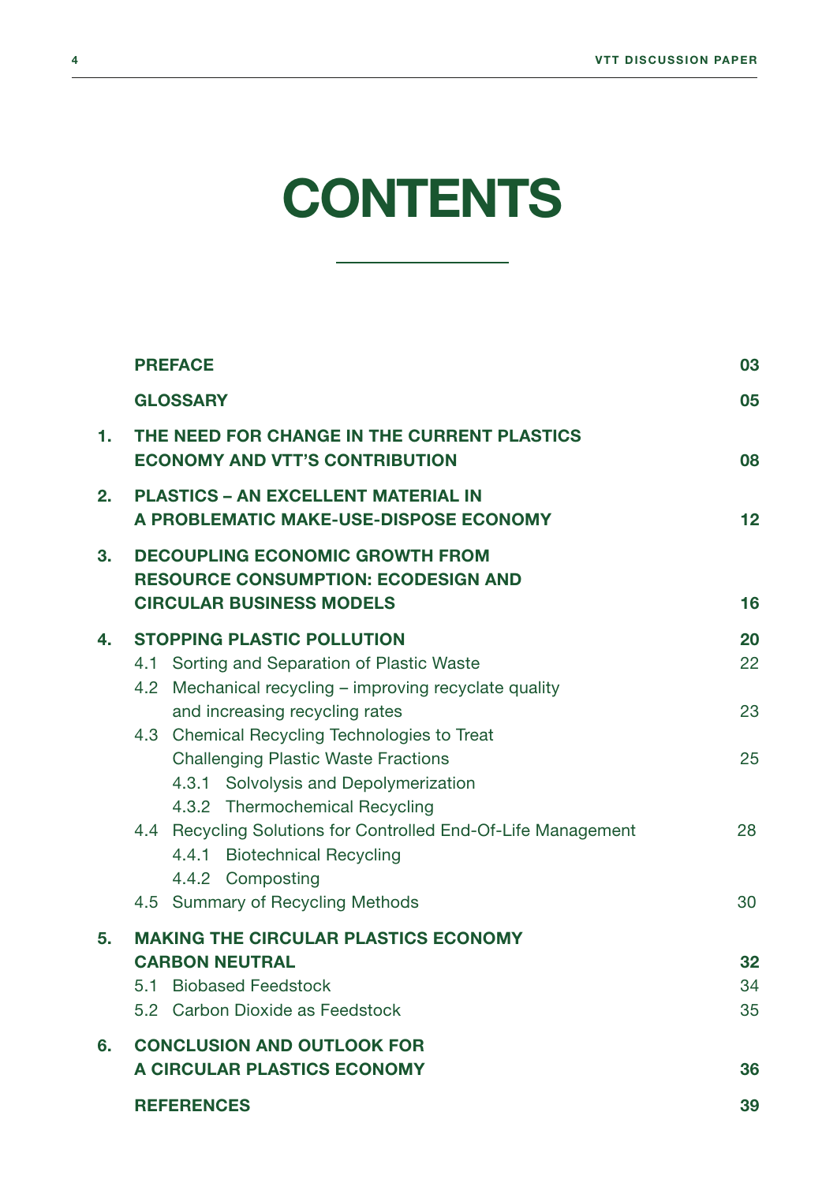# CONTENTS

| | | |
|---|---|---|
| | **PREFACE** | **03** |
| | **GLOSSARY** | **05** |
| **1.** | **THE NEED FOR CHANGE IN THE CURRENT PLASTICS ECONOMY AND VTT'S CONTRIBUTION** | **08** |
| **2.** | **PLASTICS – AN EXCELLENT MATERIAL IN A PROBLEMATIC MAKE-USE-DISPOSE ECONOMY** | **12** |
| **3.** | **DECOUPLING ECONOMIC GROWTH FROM RESOURCE CONSUMPTION: ECODESIGN AND CIRCULAR BUSINESS MODELS** | **16** |
| **4.** | **STOPPING PLASTIC POLLUTION** | **20** |
| | 4.1 Sorting and Separation of Plastic Waste | 22 |
| | 4.2 Mechanical recycling – improving recyclate quality and increasing recycling rates | 23 |
| | 4.3 Chemical Recycling Technologies to Treat Challenging Plastic Waste Fractions | 25 |
| | 4.3.1 Solvolysis and Depolymerization | |
| | 4.3.2 Thermochemical Recycling | |
| | 4.4 Recycling Solutions for Controlled End-Of-Life Management | 28 |
| | 4.4.1 Biotechnical Recycling | |
| | 4.4.2 Composting | |
| | 4.5 Summary of Recycling Methods | 30 |
| **5.** | **MAKING THE CIRCULAR PLASTICS ECONOMY CARBON NEUTRAL** | **32** |
| | 5.1 Biobased Feedstock | 34 |
| | 5.2 Carbon Dioxide as Feedstock | 35 |
| **6.** | **CONCLUSION AND OUTLOOK FOR A CIRCULAR PLASTICS ECONOMY** | **36** |
| | **REFERENCES** | **39** |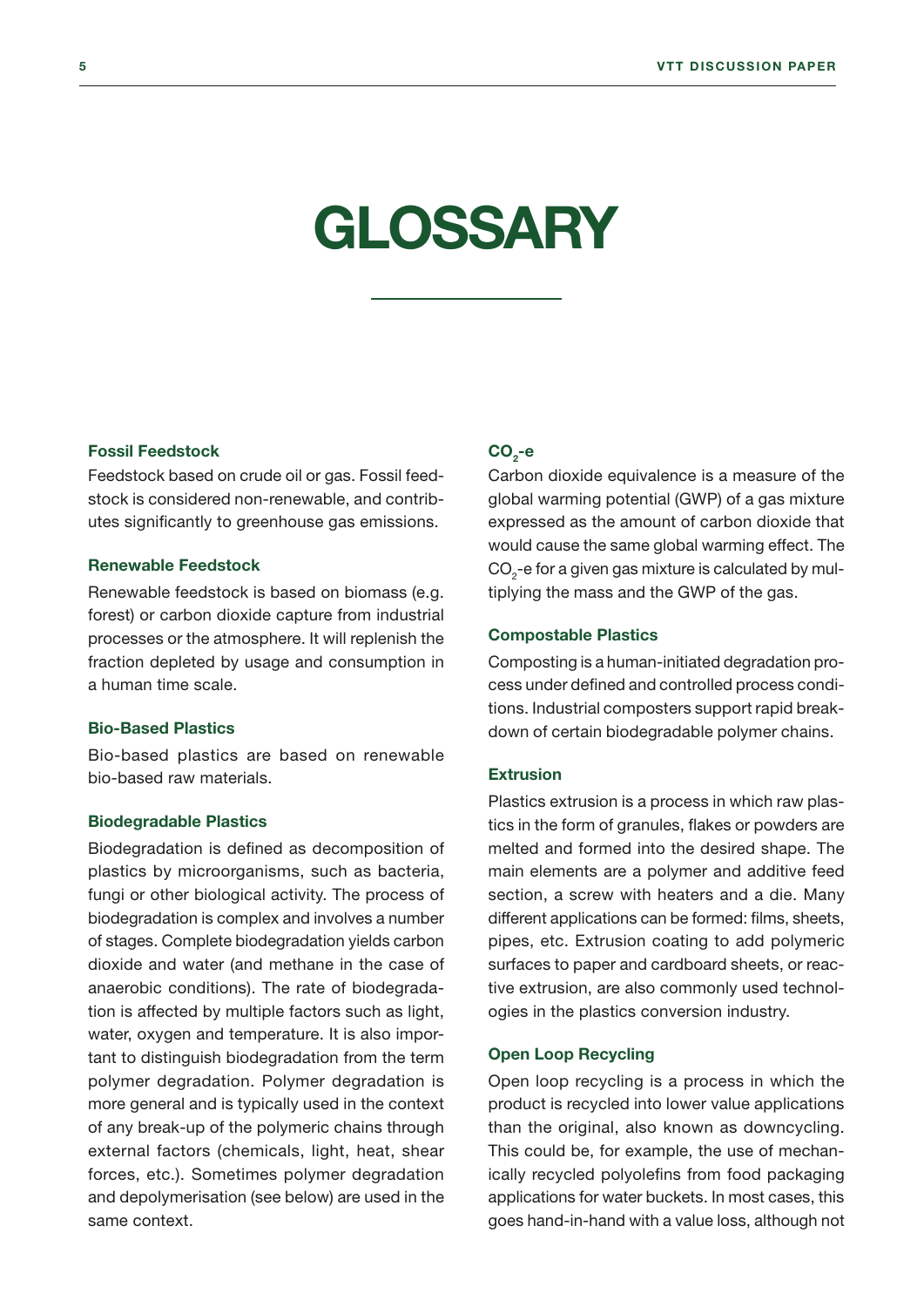# GLOSSARY

### Fossil Feedstock

Feedstock based on crude oil or gas. Fossil feedstock is considered non-renewable, and contributes significantly to greenhouse gas emissions.

### Renewable Feedstock

Renewable feedstock is based on biomass (e.g. forest) or carbon dioxide capture from industrial processes or the atmosphere. It will replenish the fraction depleted by usage and consumption in a human time scale.

### Bio-Based Plastics

Bio-based plastics are based on renewable bio-based raw materials.

### Biodegradable Plastics

Biodegradation is defined as decomposition of plastics by microorganisms, such as bacteria, fungi or other biological activity. The process of biodegradation is complex and involves a number of stages. Complete biodegradation yields carbon dioxide and water (and methane in the case of anaerobic conditions). The rate of biodegradation is affected by multiple factors such as light, water, oxygen and temperature. It is also important to distinguish biodegradation from the term polymer degradation. Polymer degradation is more general and is typically used in the context of any break-up of the polymeric chains through external factors (chemicals, light, heat, shear forces, etc.). Sometimes polymer degradation and depolymerisation (see below) are used in the same context.

### $CO_2$-e

Carbon dioxide equivalence is a measure of the global warming potential (GWP) of a gas mixture expressed as the amount of carbon dioxide that would cause the same global warming effect. The $CO_2$-e for a given gas mixture is calculated by multiplying the mass and the GWP of the gas.

### Compostable Plastics

Composting is a human-initiated degradation process under defined and controlled process conditions. Industrial composters support rapid breakdown of certain biodegradable polymer chains.

### Extrusion

Plastics extrusion is a process in which raw plastics in the form of granules, flakes or powders are melted and formed into the desired shape. The main elements are a polymer and additive feed section, a screw with heaters and a die. Many different applications can be formed: films, sheets, pipes, etc. Extrusion coating to add polymeric surfaces to paper and cardboard sheets, or reactive extrusion, are also commonly used technologies in the plastics conversion industry.

### Open Loop Recycling

Open loop recycling is a process in which the product is recycled into lower value applications than the original, also known as downcycling. This could be, for example, the use of mechanically recycled polyolefins from food packaging applications for water buckets. In most cases, this goes hand-in-hand with a value loss, although not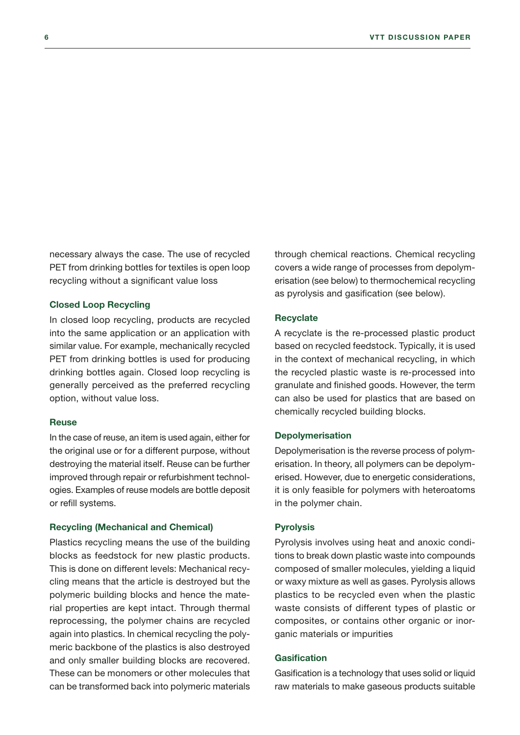necessary always the case. The use of recycled PET from drinking bottles for textiles is open loop recycling without a significant value loss

### Closed Loop Recycling

In closed loop recycling, products are recycled into the same application or an application with similar value. For example, mechanically recycled PET from drinking bottles is used for producing drinking bottles again. Closed loop recycling is generally perceived as the preferred recycling option, without value loss.

### Reuse

In the case of reuse, an item is used again, either for the original use or for a different purpose, without destroying the material itself. Reuse can be further improved through repair or refurbishment technologies. Examples of reuse models are bottle deposit or refill systems.

### Recycling (Mechanical and Chemical)

Plastics recycling means the use of the building blocks as feedstock for new plastic products. This is done on different levels: Mechanical recycling means that the article is destroyed but the polymeric building blocks and hence the material properties are kept intact. Through thermal reprocessing, the polymer chains are recycled again into plastics. In chemical recycling the polymeric backbone of the plastics is also destroyed and only smaller building blocks are recovered. These can be monomers or other molecules that can be transformed back into polymeric materials through chemical reactions. Chemical recycling covers a wide range of processes from depolymerisation (see below) to thermochemical recycling as pyrolysis and gasification (see below).

### Recyclate

A recyclate is the re-processed plastic product based on recycled feedstock. Typically, it is used in the context of mechanical recycling, in which the recycled plastic waste is re-processed into granulate and finished goods. However, the term can also be used for plastics that are based on chemically recycled building blocks.

### Depolymerisation

Depolymerisation is the reverse process of polymerisation. In theory, all polymers can be depolymerised. However, due to energetic considerations, it is only feasible for polymers with heteroatoms in the polymer chain.

### Pyrolysis

Pyrolysis involves using heat and anoxic conditions to break down plastic waste into compounds composed of smaller molecules, yielding a liquid or waxy mixture as well as gases. Pyrolysis allows plastics to be recycled even when the plastic waste consists of different types of plastic or composites, or contains other organic or inorganic materials or impurities

### Gasification

Gasification is a technology that uses solid or liquid raw materials to make gaseous products suitable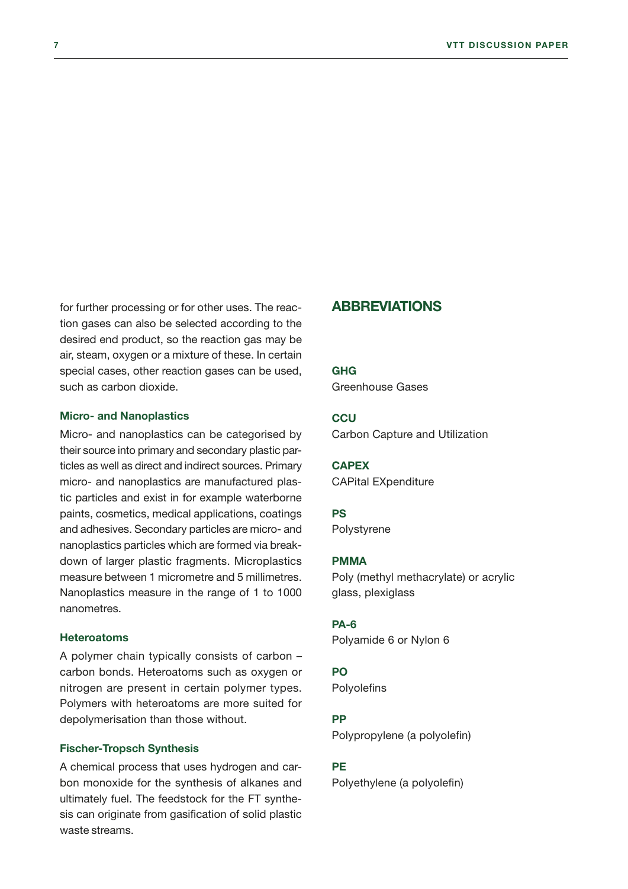for further processing or for other uses. The reaction gases can also be selected according to the desired end product, so the reaction gas may be air, steam, oxygen or a mixture of these. In certain special cases, other reaction gases can be used, such as carbon dioxide.

### Micro- and Nanoplastics

Micro- and nanoplastics can be categorised by their source into primary and secondary plastic particles as well as direct and indirect sources. Primary micro- and nanoplastics are manufactured plastic particles and exist in for example waterborne paints, cosmetics, medical applications, coatings and adhesives. Secondary particles are micro- and nanoplastics particles which are formed via breakdown of larger plastic fragments. Microplastics measure between 1 micrometre and 5 millimetres. Nanoplastics measure in the range of 1 to 1000 nanometres.

### Heteroatoms

A polymer chain typically consists of carbon – carbon bonds. Heteroatoms such as oxygen or nitrogen are present in certain polymer types. Polymers with heteroatoms are more suited for depolymerisation than those without.

### Fischer-Tropsch Synthesis

A chemical process that uses hydrogen and carbon monoxide for the synthesis of alkanes and ultimately fuel. The feedstock for the FT synthesis can originate from gasification of solid plastic waste streams.

## ABBREVIATIONS

**GHG**
Greenhouse Gases

**CCU**
Carbon Capture and Utilization

**CAPEX**
CAPital EXpenditure

**PS**
Polystyrene

**PMMA**
Poly (methyl methacrylate) or acrylic glass, plexiglass

**PA-6**
Polyamide 6 or Nylon 6

**PO**
Polyolefins

**PP**
Polypropylene (a polyolefin)

**PE**
Polyethylene (a polyolefin)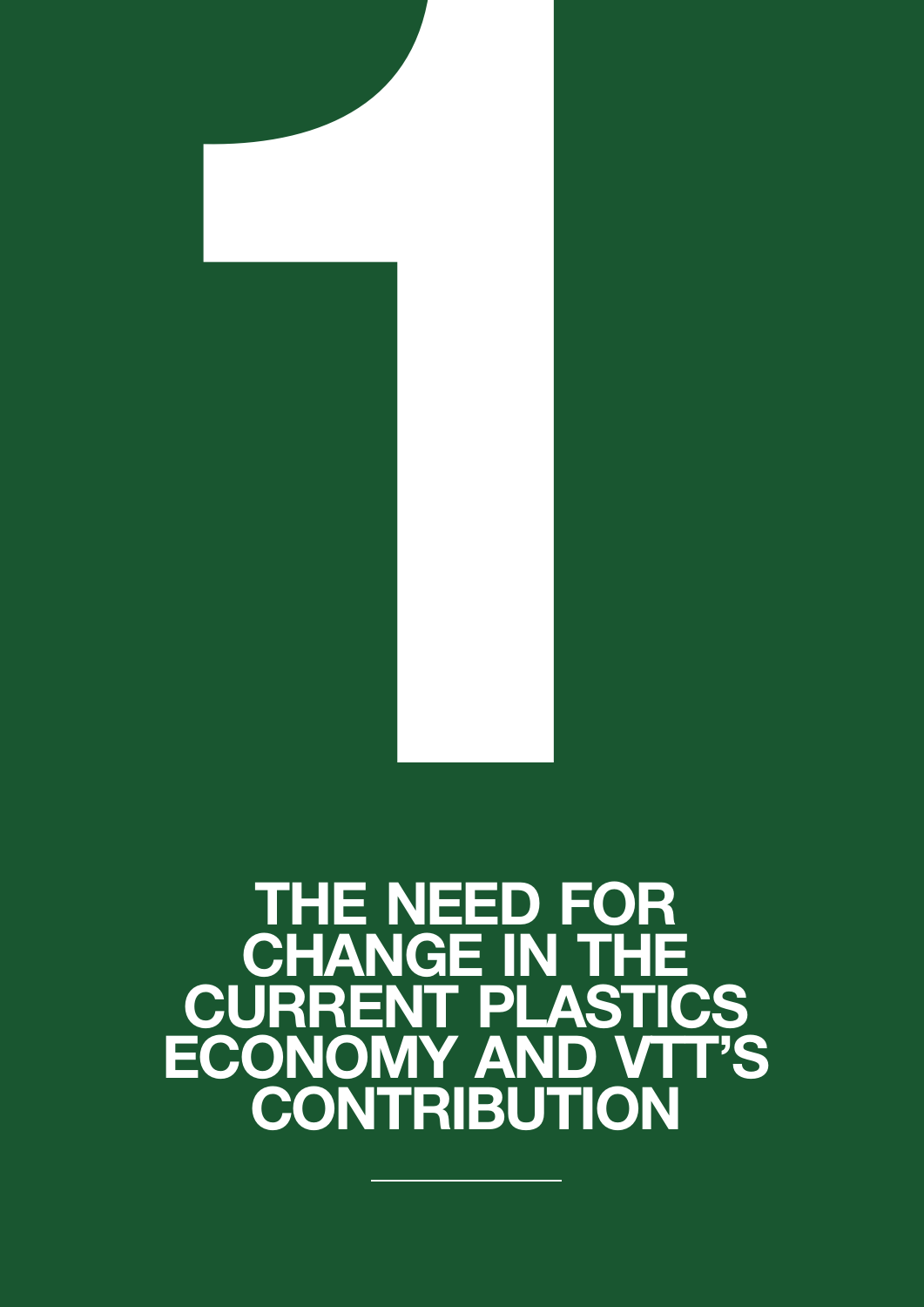# 1

# THE NEED FOR CHANGE IN THE CURRENT PLASTICS ECONOMY AND VTT'S CONTRIBUTION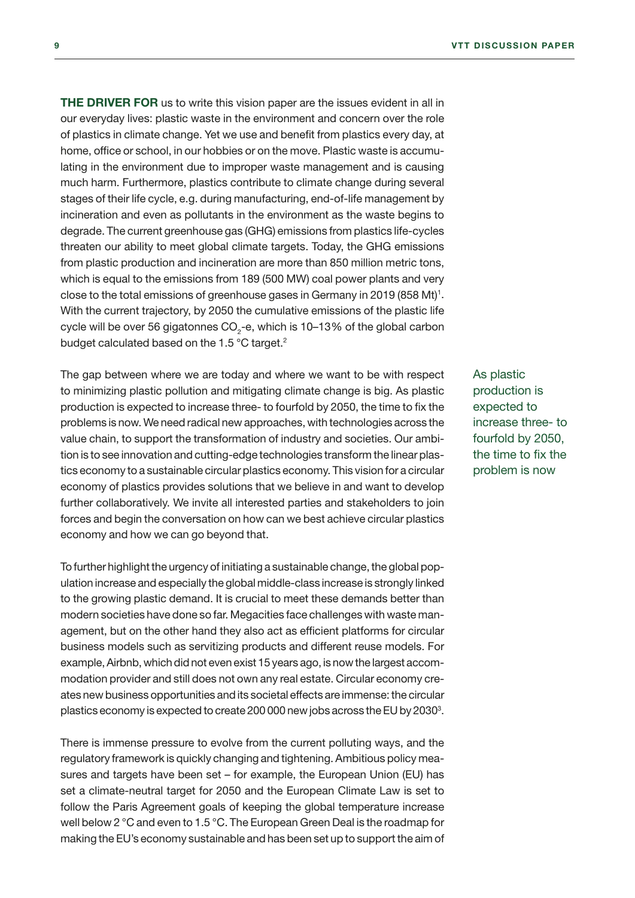**THE DRIVER FOR** us to write this vision paper are the issues evident in all in our everyday lives: plastic waste in the environment and concern over the role of plastics in climate change. Yet we use and benefit from plastics every day, at home, office or school, in our hobbies or on the move. Plastic waste is accumulating in the environment due to improper waste management and is causing much harm. Furthermore, plastics contribute to climate change during several stages of their life cycle, e.g. during manufacturing, end-of-life management by incineration and even as pollutants in the environment as the waste begins to degrade. The current greenhouse gas (GHG) emissions from plastics life-cycles threaten our ability to meet global climate targets. Today, the GHG emissions from plastic production and incineration are more than 850 million metric tons, which is equal to the emissions from 189 (500 MW) coal power plants and very close to the total emissions of greenhouse gases in Germany in 2019 (858 Mt)[1]. With the current trajectory, by 2050 the cumulative emissions of the plastic life cycle will be over 56 gigatonnes $CO_2$-e, which is 10–13% of the global carbon budget calculated based on the 1.5 °C target.[2]

The gap between where we are today and where we want to be with respect to minimizing plastic pollution and mitigating climate change is big. As plastic production is expected to increase three- to fourfold by 2050, the time to fix the problems is now. We need radical new approaches, with technologies across the value chain, to support the transformation of industry and societies. Our ambition is to see innovation and cutting-edge technologies transform the linear plastics economy to a sustainable circular plastics economy. This vision for a circular economy of plastics provides solutions that we believe in and want to develop further collaboratively. We invite all interested parties and stakeholders to join forces and begin the conversation on how can we best achieve circular plastics economy and how we can go beyond that.

> As plastic production is expected to increase three- to fourfold by 2050, the time to fix the problem is now

To further highlight the urgency of initiating a sustainable change, the global population increase and especially the global middle-class increase is strongly linked to the growing plastic demand. It is crucial to meet these demands better than modern societies have done so far. Megacities face challenges with waste management, but on the other hand they also act as efficient platforms for circular business models such as servitizing products and different reuse models. For example, Airbnb, which did not even exist 15 years ago, is now the largest accommodation provider and still does not own any real estate. Circular economy creates new business opportunities and its societal effects are immense: the circular plastics economy is expected to create 200 000 new jobs across the EU by 2030[3].

There is immense pressure to evolve from the current polluting ways, and the regulatory framework is quickly changing and tightening. Ambitious policy measures and targets have been set – for example, the European Union (EU) has set a climate-neutral target for 2050 and the European Climate Law is set to follow the Paris Agreement goals of keeping the global temperature increase well below 2 °C and even to 1.5 °C. The European Green Deal is the roadmap for making the EU's economy sustainable and has been set up to support the aim of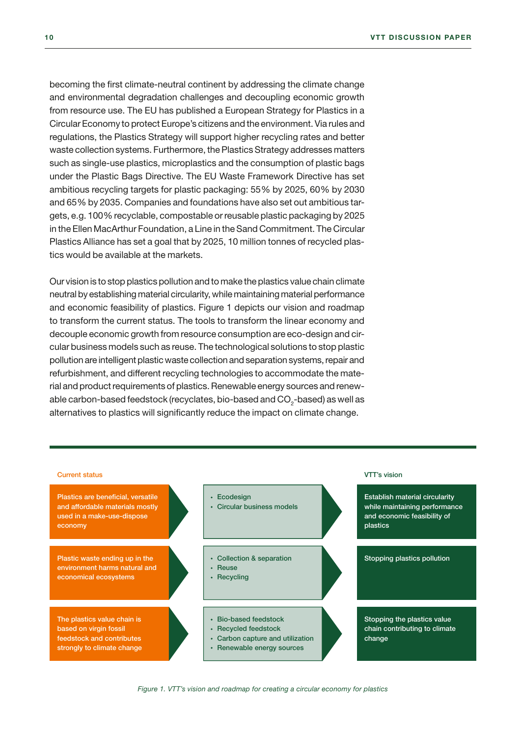becoming the first climate-neutral continent by addressing the climate change and environmental degradation challenges and decoupling economic growth from resource use. The EU has published a European Strategy for Plastics in a Circular Economy to protect Europe's citizens and the environment. Via rules and regulations, the Plastics Strategy will support higher recycling rates and better waste collection systems. Furthermore, the Plastics Strategy addresses matters such as single-use plastics, microplastics and the consumption of plastic bags under the Plastic Bags Directive. The EU Waste Framework Directive has set ambitious recycling targets for plastic packaging: 55% by 2025, 60% by 2030 and 65% by 2035. Companies and foundations have also set out ambitious targets, e.g. 100% recyclable, compostable or reusable plastic packaging by 2025 in the Ellen MacArthur Foundation, a Line in the Sand Commitment. The Circular Plastics Alliance has set a goal that by 2025, 10 million tonnes of recycled plastics would be available at the markets.

Our vision is to stop plastics pollution and to make the plastics value chain climate neutral by establishing material circularity, while maintaining material performance and economic feasibility of plastics. Figure 1 depicts our vision and roadmap to transform the current status. The tools to transform the linear economy and decouple economic growth from resource consumption are eco-design and circular business models such as reuse. The technological solutions to stop plastic pollution are intelligent plastic waste collection and separation systems, repair and refurbishment, and different recycling technologies to accommodate the material and product requirements of plastics. Renewable energy sources and renewable carbon-based feedstock (recyclates, bio-based and $CO_2$-based) as well as alternatives to plastics will significantly reduce the impact on climate change.

| Current status | | VTT's vision |
|---|---|---|
| Plastics are beneficial, versatile and affordable materials mostly used in a make-use-dispose economy | • Ecodesign<br>• Circular business models | Establish material circularity while maintaining performance and economic feasibility of plastics |
| Plastic waste ending up in the environment harms natural and economical ecosystems | • Collection & separation<br>• Reuse<br>• Recycling | Stopping plastics pollution |
| The plastics value chain is based on virgin fossil feedstock and contributes strongly to climate change | • Bio-based feedstock<br>• Recycled feedstock<br>• Carbon capture and utilization<br>• Renewable energy sources | Stopping the plastics value chain contributing to climate change |

*Figure 1. VTT's vision and roadmap for creating a circular economy for plastics*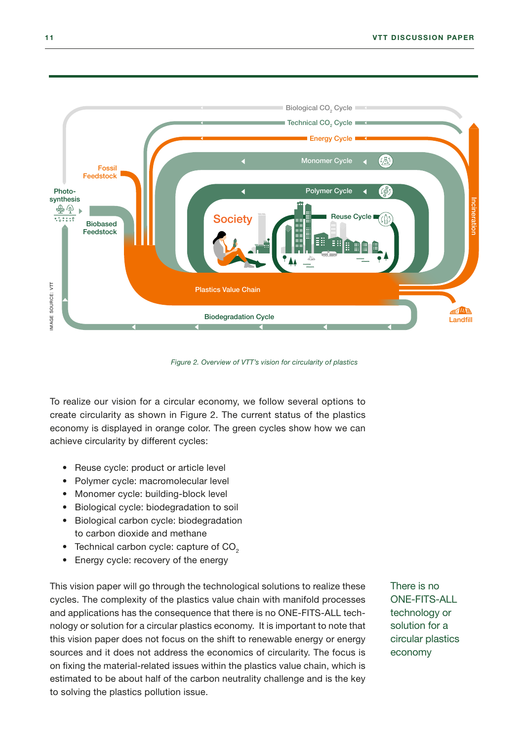*Figure 2. Overview of VTT's vision for circularity of plastics*

To realize our vision for a circular economy, we follow several options to create circularity as shown in Figure 2. The current status of the plastics economy is displayed in orange color. The green cycles show how we can achieve circularity by different cycles:

- Reuse cycle: product or article level
- Polymer cycle: macromolecular level
- Monomer cycle: building-block level
- Biological cycle: biodegradation to soil
- Biological carbon cycle: biodegradation to carbon dioxide and methane
- Technical carbon cycle: capture of $CO_2$
- Energy cycle: recovery of the energy

This vision paper will go through the technological solutions to realize these cycles. The complexity of the plastics value chain with manifold processes and applications has the consequence that there is no ONE-FITS-ALL technology or solution for a circular plastics economy. It is important to note that this vision paper does not focus on the shift to renewable energy or energy sources and it does not address the economics of circularity. The focus is on fixing the material-related issues within the plastics value chain, which is estimated to be about half of the carbon neutrality challenge and is the key to solving the plastics pollution issue.

There is no ONE-FITS-ALL technology or solution for a circular plastics economy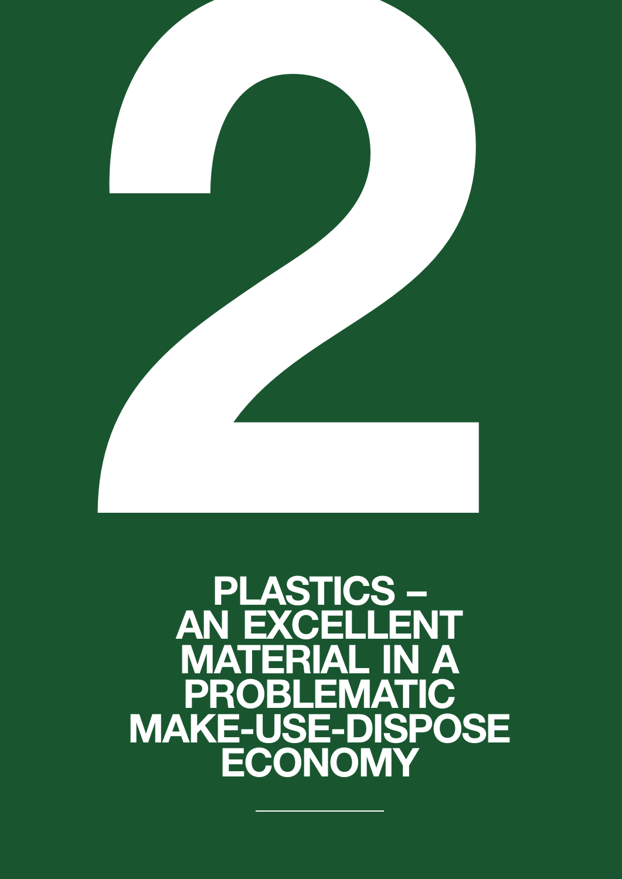# 2

# PLASTICS – AN EXCELLENT MATERIAL IN A PROBLEMATIC MAKE-USE-DISPOSE ECONOMY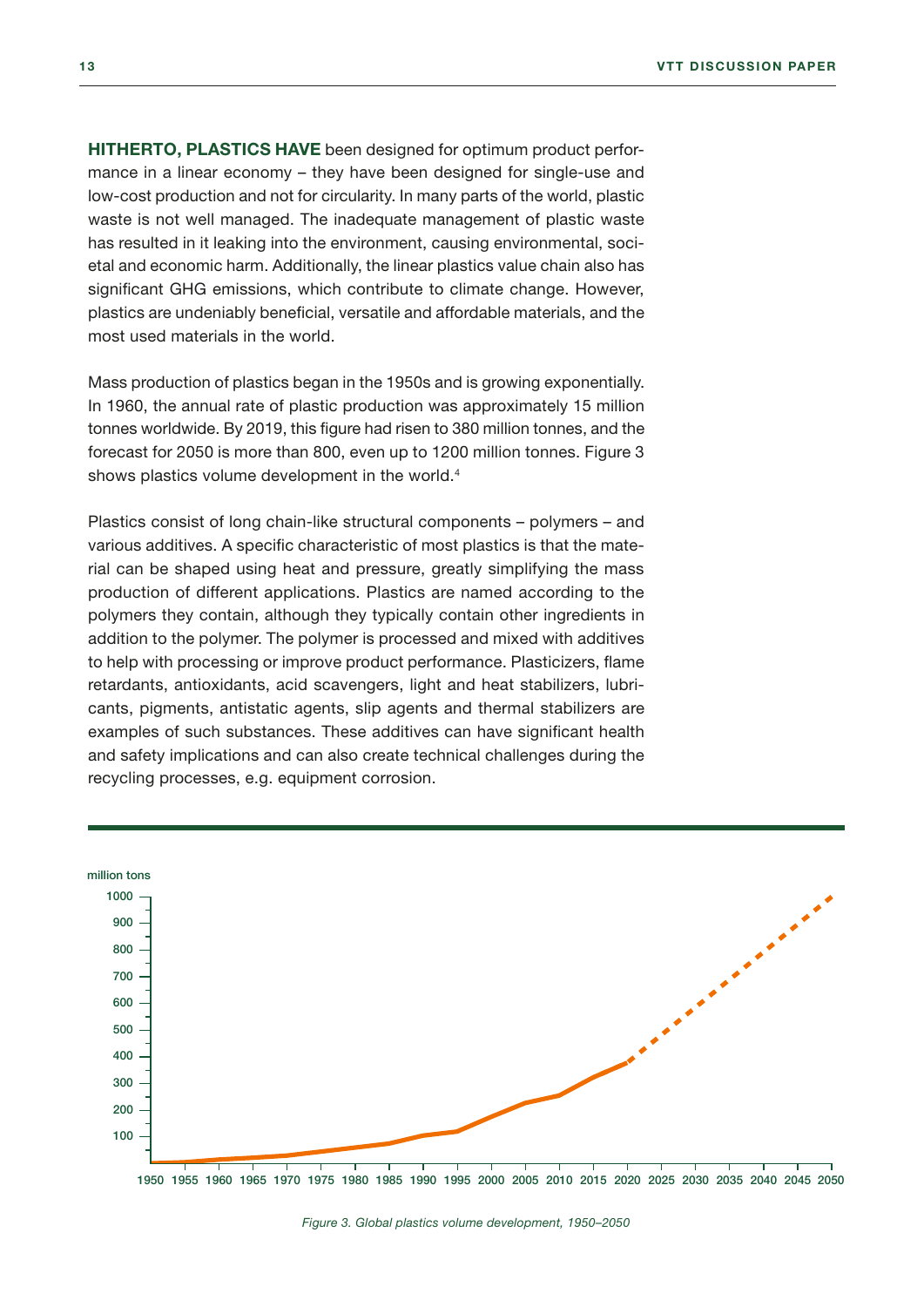**HITHERTO, PLASTICS HAVE** been designed for optimum product performance in a linear economy – they have been designed for single-use and low-cost production and not for circularity. In many parts of the world, plastic waste is not well managed. The inadequate management of plastic waste has resulted in it leaking into the environment, causing environmental, societal and economic harm. Additionally, the linear plastics value chain also has significant GHG emissions, which contribute to climate change. However, plastics are undeniably beneficial, versatile and affordable materials, and the most used materials in the world.

Mass production of plastics began in the 1950s and is growing exponentially. In 1960, the annual rate of plastic production was approximately 15 million tonnes worldwide. By 2019, this figure had risen to 380 million tonnes, and the forecast for 2050 is more than 800, even up to 1200 million tonnes. Figure 3 shows plastics volume development in the world.[4]

Plastics consist of long chain-like structural components – polymers – and various additives. A specific characteristic of most plastics is that the material can be shaped using heat and pressure, greatly simplifying the mass production of different applications. Plastics are named according to the polymers they contain, although they typically contain other ingredients in addition to the polymer. The polymer is processed and mixed with additives to help with processing or improve product performance. Plasticizers, flame retardants, antioxidants, acid scavengers, light and heat stabilizers, lubricants, pigments, antistatic agents, slip agents and thermal stabilizers are examples of such substances. These additives can have significant health and safety implications and can also create technical challenges during the recycling processes, e.g. equipment corrosion.

*Figure 3. Global plastics volume development, 1950–2050*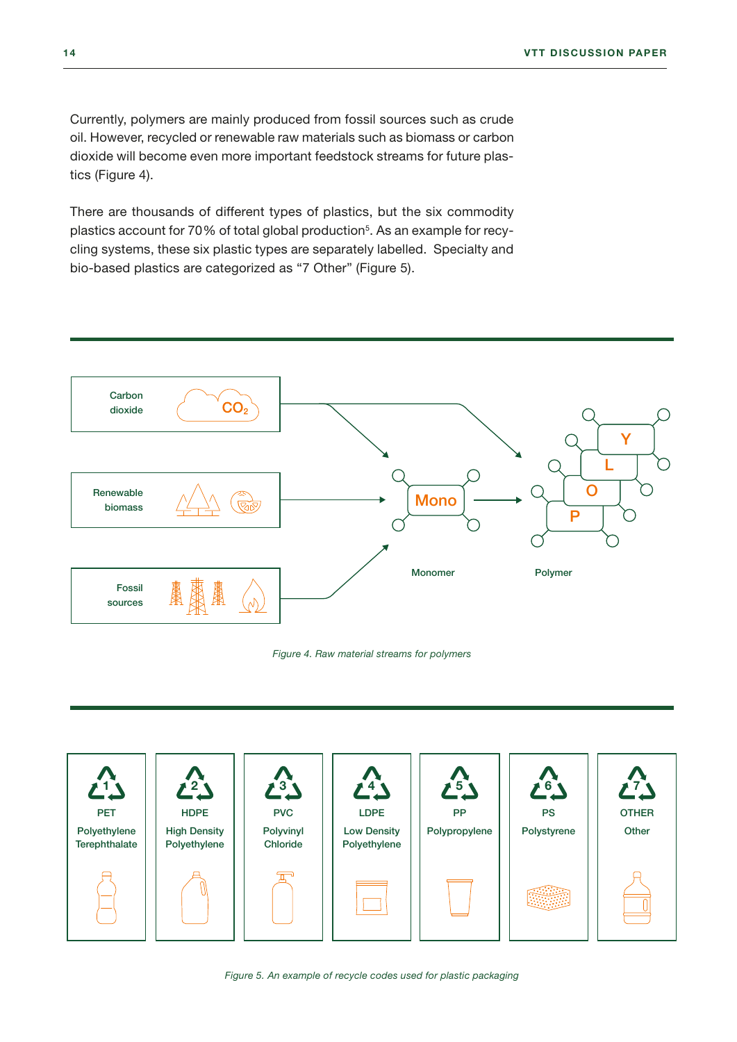Currently, polymers are mainly produced from fossil sources such as crude oil. However, recycled or renewable raw materials such as biomass or carbon dioxide will become even more important feedstock streams for future plastics (Figure 4).

There are thousands of different types of plastics, but the six commodity plastics account for 70 % of total global production[5]. As an example for recycling systems, these six plastic types are separately labelled. Specialty and bio-based plastics are categorized as "7 Other" (Figure 5).

Carbon dioxide $CO_2$

Renewable biomass

Fossil sources

Mono

Monomer

P O L Y

Polymer

*Figure 4. Raw material streams for polymers*

| 1 | 2 | 3 | 4 | 5 | 6 | 7 |
|---|---|---|---|---|---|---|
| PET | HDPE | PVC | LDPE | PP | PS | OTHER |
| Polyethylene Terephthalate | High Density Polyethylene | Polyvinyl Chloride | Low Density Polyethylene | Polypropylene | Polystyrene | Other |

*Figure 5. An example of recycle codes used for plastic packaging*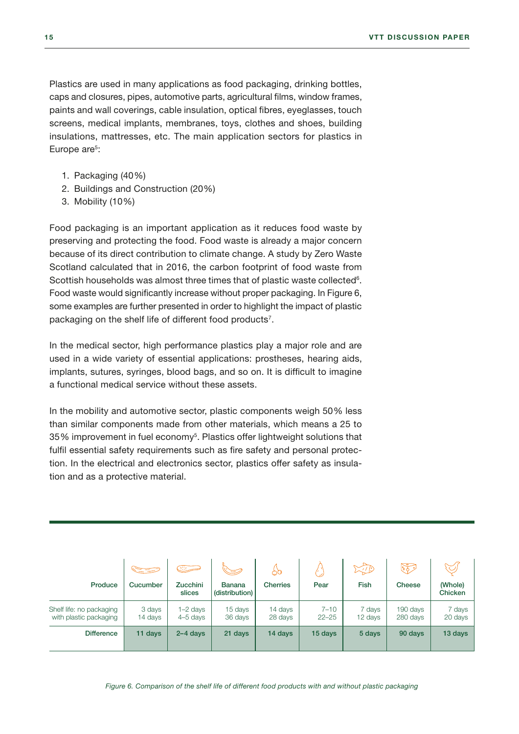Plastics are used in many applications as food packaging, drinking bottles, caps and closures, pipes, automotive parts, agricultural films, window frames, paints and wall coverings, cable insulation, optical fibres, eyeglasses, touch screens, medical implants, membranes, toys, clothes and shoes, building insulations, mattresses, etc. The main application sectors for plastics in Europe are[5]:

1. Packaging (40%)
2. Buildings and Construction (20%)
3. Mobility (10%)

Food packaging is an important application as it reduces food waste by preserving and protecting the food. Food waste is already a major concern because of its direct contribution to climate change. A study by Zero Waste Scotland calculated that in 2016, the carbon footprint of food waste from Scottish households was almost three times that of plastic waste collected[6]. Food waste would significantly increase without proper packaging. In Figure 6, some examples are further presented in order to highlight the impact of plastic packaging on the shelf life of different food products[7].

In the medical sector, high performance plastics play a major role and are used in a wide variety of essential applications: prostheses, hearing aids, implants, sutures, syringes, blood bags, and so on. It is difficult to imagine a functional medical service without these assets.

In the mobility and automotive sector, plastic components weigh 50% less than similar components made from other materials, which means a 25 to 35% improvement in fuel economy[5]. Plastics offer lightweight solutions that fulfil essential safety requirements such as fire safety and personal protection. In the electrical and electronics sector, plastics offer safety as insulation and as a protective material.

| Produce | Cucumber | Zucchini slices | Banana (distribution) | Cherries | Pear | Fish | Cheese | (Whole) Chicken |
|---|---|---|---|---|---|---|---|---|
| Shelf life: no packaging | 3 days | 1–2 days | 15 days | 14 days | 7–10 | 7 days | 190 days | 7 days |
| with plastic packaging | 14 days | 4–5 days | 36 days | 28 days | 22–25 | 12 days | 280 days | 20 days |
| **Difference** | **11 days** | **2–4 days** | **21 days** | **14 days** | **15 days** | **5 days** | **90 days** | **13 days** |

*Figure 6. Comparison of the shelf life of different food products with and without plastic packaging*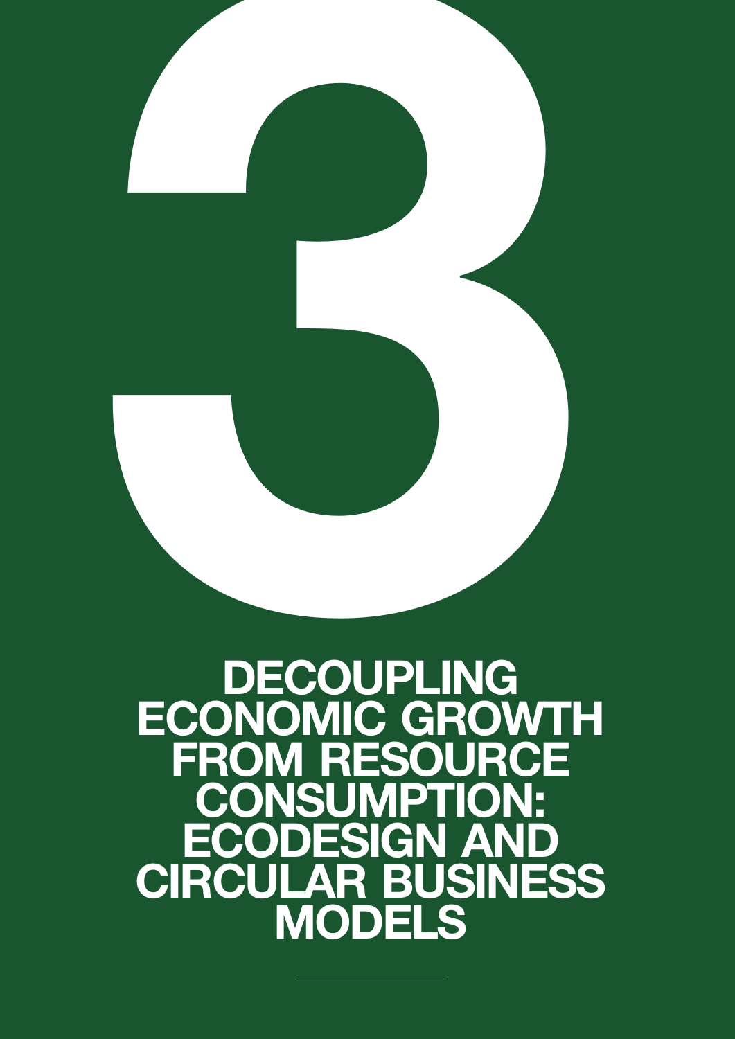# 3

# DECOUPLING ECONOMIC GROWTH FROM RESOURCE CONSUMPTION: ECODESIGN AND CIRCULAR BUSINESS MODELS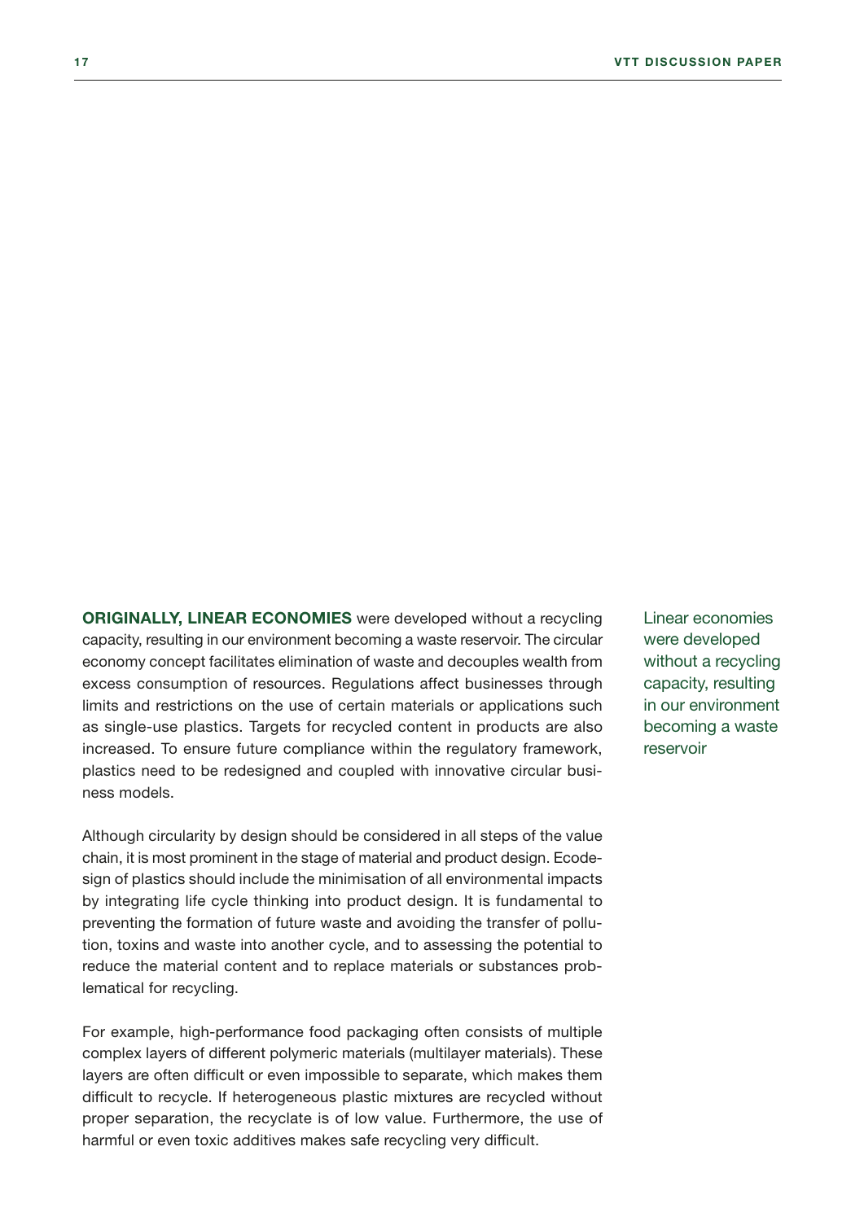**ORIGINALLY, LINEAR ECONOMIES** were developed without a recycling capacity, resulting in our environment becoming a waste reservoir. The circular economy concept facilitates elimination of waste and decouples wealth from excess consumption of resources. Regulations affect businesses through limits and restrictions on the use of certain materials or applications such as single-use plastics. Targets for recycled content in products are also increased. To ensure future compliance within the regulatory framework, plastics need to be redesigned and coupled with innovative circular business models.

Linear economies were developed without a recycling capacity, resulting in our environment becoming a waste reservoir

Although circularity by design should be considered in all steps of the value chain, it is most prominent in the stage of material and product design. Ecodesign of plastics should include the minimisation of all environmental impacts by integrating life cycle thinking into product design. It is fundamental to preventing the formation of future waste and avoiding the transfer of pollution, toxins and waste into another cycle, and to assessing the potential to reduce the material content and to replace materials or substances problematical for recycling.

For example, high-performance food packaging often consists of multiple complex layers of different polymeric materials (multilayer materials). These layers are often difficult or even impossible to separate, which makes them difficult to recycle. If heterogeneous plastic mixtures are recycled without proper separation, the recyclate is of low value. Furthermore, the use of harmful or even toxic additives makes safe recycling very difficult.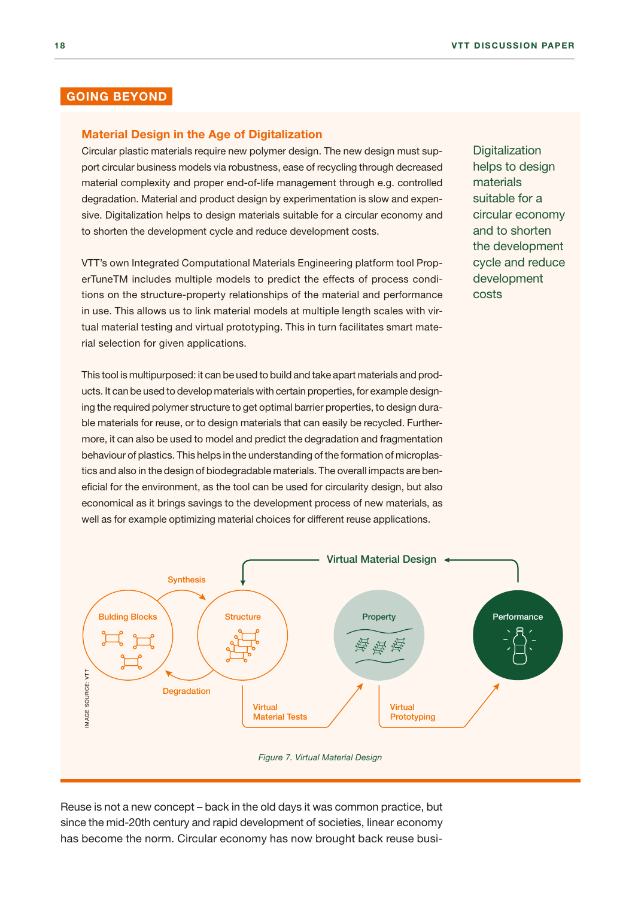## GOING BEYOND

### Material Design in the Age of Digitalization

Circular plastic materials require new polymer design. The new design must support circular business models via robustness, ease of recycling through decreased material complexity and proper end-of-life management through e.g. controlled degradation. Material and product design by experimentation is slow and expensive. Digitalization helps to design materials suitable for a circular economy and to shorten the development cycle and reduce development costs.

Digitalization helps to design materials suitable for a circular economy and to shorten the development cycle and reduce development costs

VTT's own Integrated Computational Materials Engineering platform tool PropErTuneTM includes multiple models to predict the effects of process conditions on the structure-property relationships of the material and performance in use. This allows us to link material models at multiple length scales with virtual material testing and virtual prototyping. This in turn facilitates smart material selection for given applications.

This tool is multipurposed: it can be used to build and take apart materials and products. It can be used to develop materials with certain properties, for example designing the required polymer structure to get optimal barrier properties, to design durable materials for reuse, or to design materials that can easily be recycled. Furthermore, it can also be used to model and predict the degradation and fragmentation behaviour of plastics. This helps in the understanding of the formation of microplastics and also in the design of biodegradable materials. The overall impacts are beneficial for the environment, as the tool can be used for circularity design, but also economical as it brings savings to the development process of new materials, as well as for example optimizing material choices for different reuse applications.

Virtual Material Design

Synthesis

Bulding Blocks

Structure

Property

Performance

Degradation

Virtual Material Tests

Virtual Prototyping

IMAGE SOURCE: VTT

*Figure 7. Virtual Material Design*

Reuse is not a new concept – back in the old days it was common practice, but since the mid-20th century and rapid development of societies, linear economy has become the norm. Circular economy has now brought back reuse busi-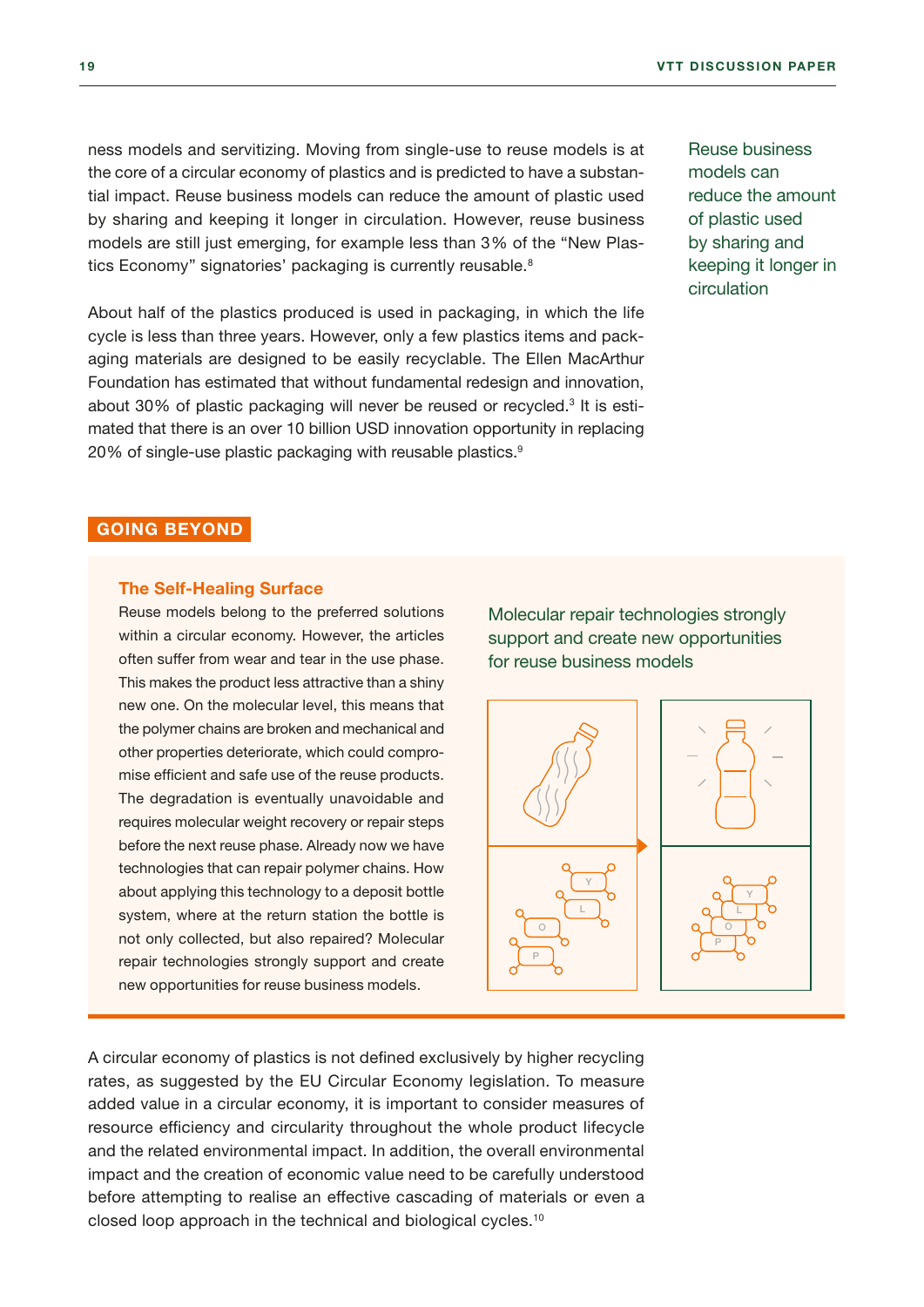ness models and servitizing. Moving from single-use to reuse models is at the core of a circular economy of plastics and is predicted to have a substantial impact. Reuse business models can reduce the amount of plastic used by sharing and keeping it longer in circulation. However, reuse business models are still just emerging, for example less than 3% of the "New Plastics Economy" signatories' packaging is currently reusable.[8]

Reuse business models can reduce the amount of plastic used by sharing and keeping it longer in circulation

About half of the plastics produced is used in packaging, in which the life cycle is less than three years. However, only a few plastics items and packaging materials are designed to be easily recyclable. The Ellen MacArthur Foundation has estimated that without fundamental redesign and innovation, about 30% of plastic packaging will never be reused or recycled.[3] It is estimated that there is an over 10 billion USD innovation opportunity in replacing 20% of single-use plastic packaging with reusable plastics.[9]

## GOING BEYOND

### The Self-Healing Surface

Reuse models belong to the preferred solutions within a circular economy. However, the articles often suffer from wear and tear in the use phase. This makes the product less attractive than a shiny new one. On the molecular level, this means that the polymer chains are broken and mechanical and other properties deteriorate, which could compromise efficient and safe use of the reuse products. The degradation is eventually unavoidable and requires molecular weight recovery or repair steps before the next reuse phase. Already now we have technologies that can repair polymer chains. How about applying this technology to a deposit bottle system, where at the return station the bottle is not only collected, but also repaired? Molecular repair technologies strongly support and create new opportunities for reuse business models.

Molecular repair technologies strongly support and create new opportunities for reuse business models

A circular economy of plastics is not defined exclusively by higher recycling rates, as suggested by the EU Circular Economy legislation. To measure added value in a circular economy, it is important to consider measures of resource efficiency and circularity throughout the whole product lifecycle and the related environmental impact. In addition, the overall environmental impact and the creation of economic value need to be carefully understood before attempting to realise an effective cascading of materials or even a closed loop approach in the technical and biological cycles.[10]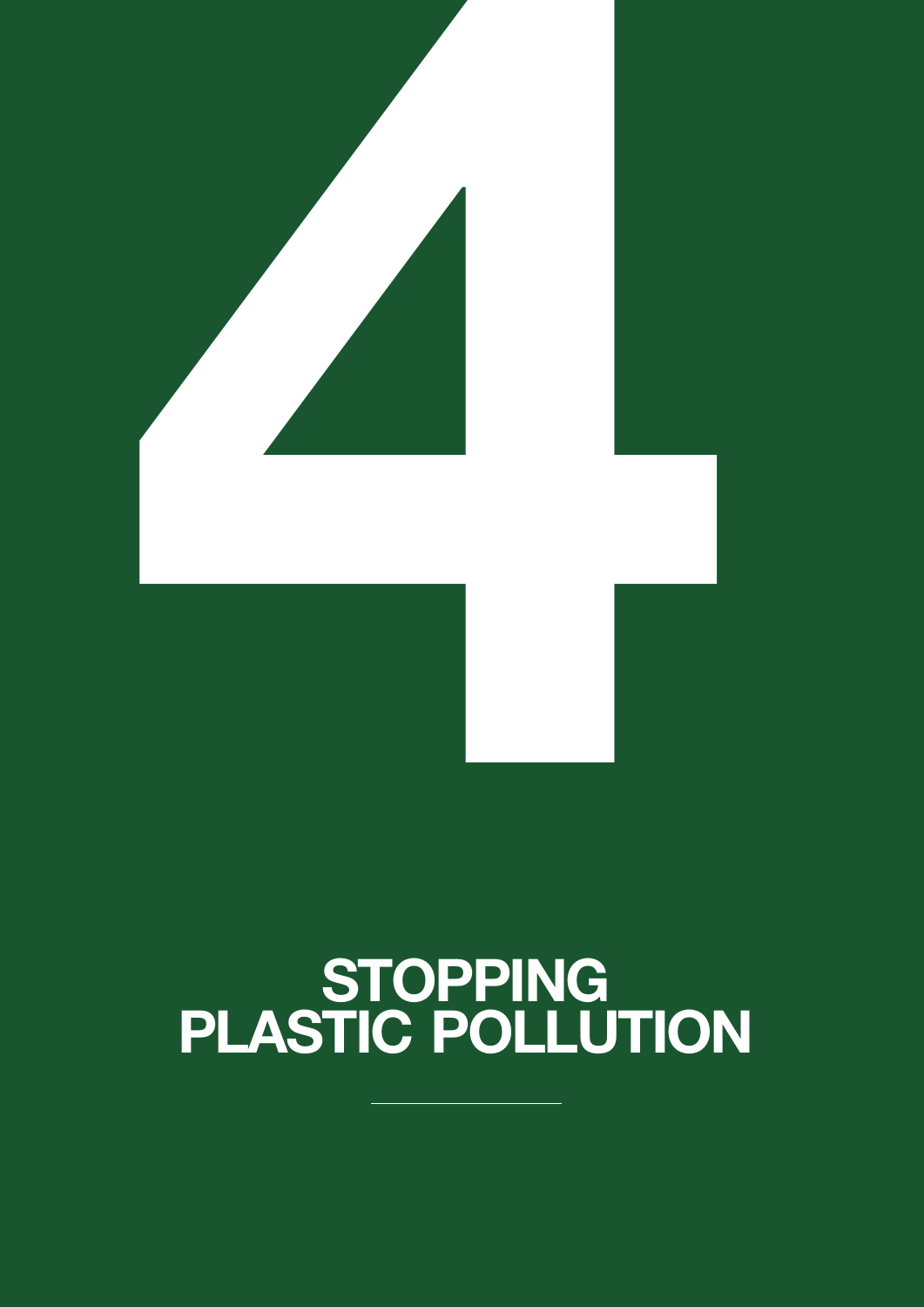# 4

# STOPPING PLASTIC POLLUTION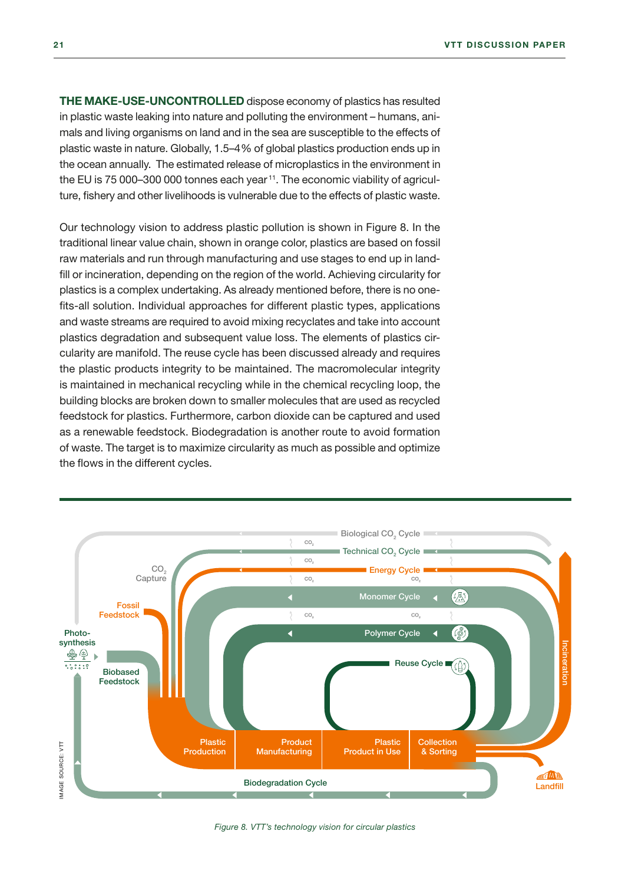**THE MAKE-USE-UNCONTROLLED** dispose economy of plastics has resulted in plastic waste leaking into nature and polluting the environment – humans, animals and living organisms on land and in the sea are susceptible to the effects of plastic waste in nature. Globally, 1.5–4% of global plastics production ends up in the ocean annually. The estimated release of microplastics in the environment in the EU is 75 000–300 000 tonnes each year[11]. The economic viability of agriculture, fishery and other livelihoods is vulnerable due to the effects of plastic waste.

Our technology vision to address plastic pollution is shown in Figure 8. In the traditional linear value chain, shown in orange color, plastics are based on fossil raw materials and run through manufacturing and use stages to end up in landfill or incineration, depending on the region of the world. Achieving circularity for plastics is a complex undertaking. As already mentioned before, there is no one-fits-all solution. Individual approaches for different plastic types, applications and waste streams are required to avoid mixing recyclates and take into account plastics degradation and subsequent value loss. The elements of plastics circularity are manifold. The reuse cycle has been discussed already and requires the plastic products integrity to be maintained. The macromolecular integrity is maintained in mechanical recycling while in the chemical recycling loop, the building blocks are broken down to smaller molecules that are used as recycled feedstock for plastics. Furthermore, carbon dioxide can be captured and used as a renewable feedstock. Biodegradation is another route to avoid formation of waste. The target is to maximize circularity as much as possible and optimize the flows in the different cycles.

*Figure 8. VTT's technology vision for circular plastics*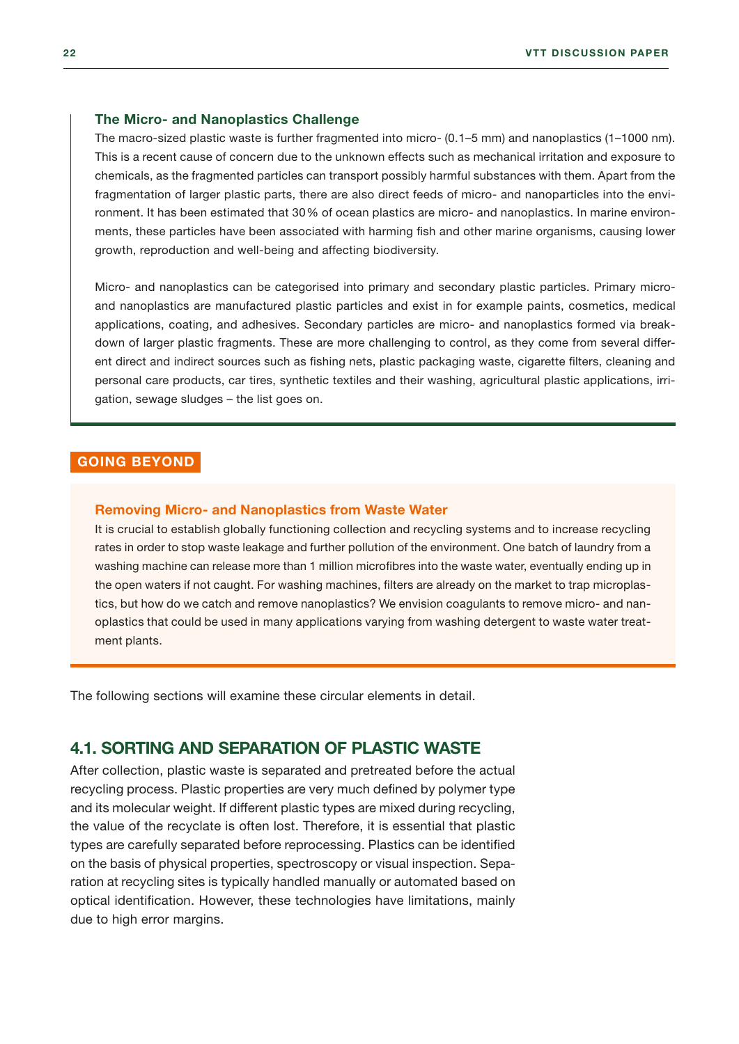### The Micro- and Nanoplastics Challenge

The macro-sized plastic waste is further fragmented into micro- (0.1–5 mm) and nanoplastics (1–1000 nm). This is a recent cause of concern due to the unknown effects such as mechanical irritation and exposure to chemicals, as the fragmented particles can transport possibly harmful substances with them. Apart from the fragmentation of larger plastic parts, there are also direct feeds of micro- and nanoparticles into the environment. It has been estimated that 30% of ocean plastics are micro- and nanoplastics. In marine environments, these particles have been associated with harming fish and other marine organisms, causing lower growth, reproduction and well-being and affecting biodiversity.

Micro- and nanoplastics can be categorised into primary and secondary plastic particles. Primary micro- and nanoplastics are manufactured plastic particles and exist in for example paints, cosmetics, medical applications, coating, and adhesives. Secondary particles are micro- and nanoplastics formed via breakdown of larger plastic fragments. These are more challenging to control, as they come from several different direct and indirect sources such as fishing nets, plastic packaging waste, cigarette filters, cleaning and personal care products, car tires, synthetic textiles and their washing, agricultural plastic applications, irrigation, sewage sludges – the list goes on.

**GOING BEYOND**

### Removing Micro- and Nanoplastics from Waste Water

It is crucial to establish globally functioning collection and recycling systems and to increase recycling rates in order to stop waste leakage and further pollution of the environment. One batch of laundry from a washing machine can release more than 1 million microfibres into the waste water, eventually ending up in the open waters if not caught. For washing machines, filters are already on the market to trap microplastics, but how do we catch and remove nanoplastics? We envision coagulants to remove micro- and nanoplastics that could be used in many applications varying from washing detergent to waste water treatment plants.

The following sections will examine these circular elements in detail.

## 4.1. SORTING AND SEPARATION OF PLASTIC WASTE

After collection, plastic waste is separated and pretreated before the actual recycling process. Plastic properties are very much defined by polymer type and its molecular weight. If different plastic types are mixed during recycling, the value of the recyclate is often lost. Therefore, it is essential that plastic types are carefully separated before reprocessing. Plastics can be identified on the basis of physical properties, spectroscopy or visual inspection. Separation at recycling sites is typically handled manually or automated based on optical identification. However, these technologies have limitations, mainly due to high error margins.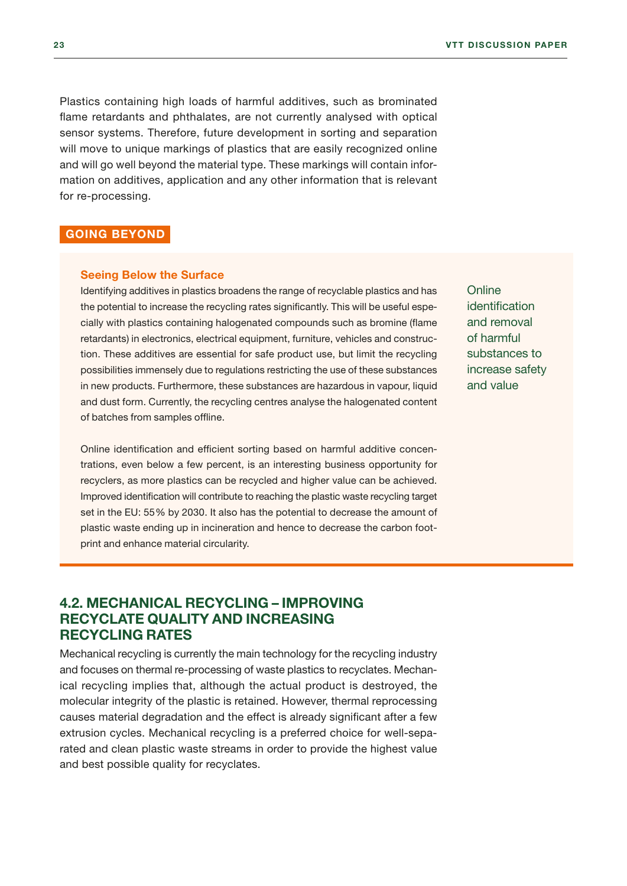Plastics containing high loads of harmful additives, such as brominated flame retardants and phthalates, are not currently analysed with optical sensor systems. Therefore, future development in sorting and separation will move to unique markings of plastics that are easily recognized online and will go well beyond the material type. These markings will contain information on additives, application and any other information that is relevant for re-processing.

**GOING BEYOND**

### Seeing Below the Surface

Identifying additives in plastics broadens the range of recyclable plastics and has the potential to increase the recycling rates significantly. This will be useful especially with plastics containing halogenated compounds such as bromine (flame retardants) in electronics, electrical equipment, furniture, vehicles and construction. These additives are essential for safe product use, but limit the recycling possibilities immensely due to regulations restricting the use of these substances in new products. Furthermore, these substances are hazardous in vapour, liquid and dust form. Currently, the recycling centres analyse the halogenated content of batches from samples offline.

Online identification and removal of harmful substances to increase safety and value

Online identification and efficient sorting based on harmful additive concentrations, even below a few percent, is an interesting business opportunity for recyclers, as more plastics can be recycled and higher value can be achieved. Improved identification will contribute to reaching the plastic waste recycling target set in the EU: 55% by 2030. It also has the potential to decrease the amount of plastic waste ending up in incineration and hence to decrease the carbon footprint and enhance material circularity.

## 4.2. MECHANICAL RECYCLING – IMPROVING RECYCLATE QUALITY AND INCREASING RECYCLING RATES

Mechanical recycling is currently the main technology for the recycling industry and focuses on thermal re-processing of waste plastics to recyclates. Mechanical recycling implies that, although the actual product is destroyed, the molecular integrity of the plastic is retained. However, thermal reprocessing causes material degradation and the effect is already significant after a few extrusion cycles. Mechanical recycling is a preferred choice for well-separated and clean plastic waste streams in order to provide the highest value and best possible quality for recyclates.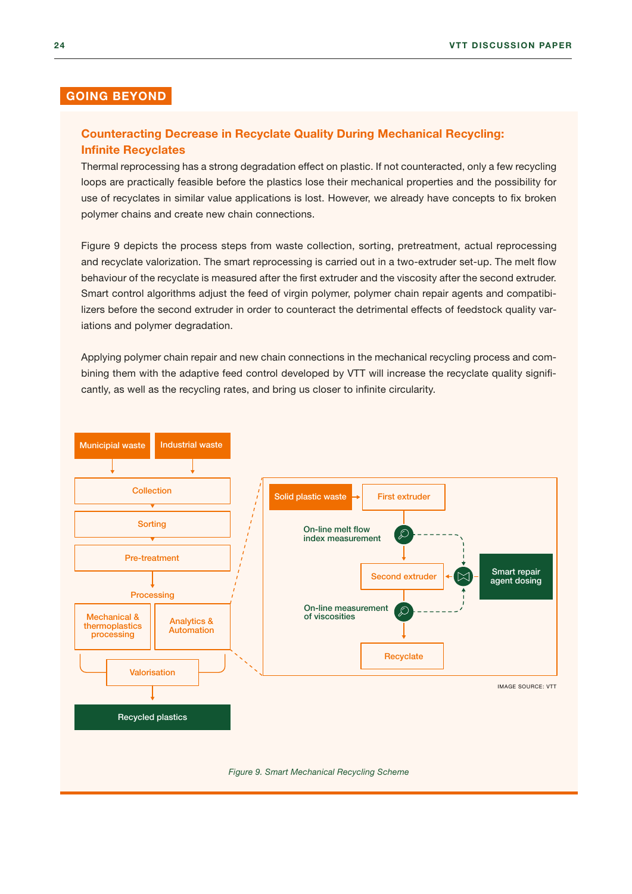## GOING BEYOND

### Counteracting Decrease in Recyclate Quality During Mechanical Recycling: Infinite Recyclates

Thermal reprocessing has a strong degradation effect on plastic. If not counteracted, only a few recycling loops are practically feasible before the plastics lose their mechanical properties and the possibility for use of recyclates in similar value applications is lost. However, we already have concepts to fix broken polymer chains and create new chain connections.

Figure 9 depicts the process steps from waste collection, sorting, pretreatment, actual reprocessing and recyclate valorization. The smart reprocessing is carried out in a two-extruder set-up. The melt flow behaviour of the recyclate is measured after the first extruder and the viscosity after the second extruder. Smart control algorithms adjust the feed of virgin polymer, polymer chain repair agents and compatibilizers before the second extruder in order to counteract the detrimental effects of feedstock quality variations and polymer degradation.

Applying polymer chain repair and new chain connections in the mechanical recycling process and combining them with the adaptive feed control developed by VTT will increase the recyclate quality significantly, as well as the recycling rates, and bring us closer to infinite circularity.

Municipial waste | Industrial waste → Collection → Sorting → Pre-treatment → Processing (Mechanical & thermoplastics processing; Analytics & Automation) → Valorisation → Recycled plastics

Solid plastic waste → First extruder → On-line melt flow index measurement → Second extruder ← Smart repair agent dosing → On-line measurement of viscosities → Recyclate

IMAGE SOURCE: VTT

*Figure 9. Smart Mechanical Recycling Scheme*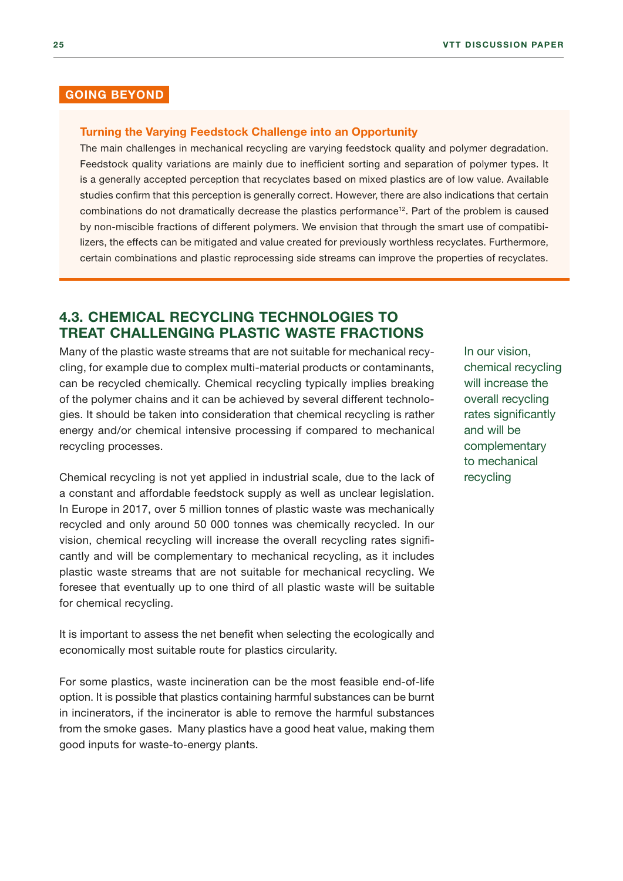**GOING BEYOND**

**Turning the Varying Feedstock Challenge into an Opportunity**

The main challenges in mechanical recycling are varying feedstock quality and polymer degradation. Feedstock quality variations are mainly due to inefficient sorting and separation of polymer types. It is a generally accepted perception that recyclates based on mixed plastics are of low value. Available studies confirm that this perception is generally correct. However, there are also indications that certain combinations do not dramatically decrease the plastics performance[12]. Part of the problem is caused by non-miscible fractions of different polymers. We envision that through the smart use of compatibilizers, the effects can be mitigated and value created for previously worthless recyclates. Furthermore, certain combinations and plastic reprocessing side streams can improve the properties of recyclates.

## 4.3. CHEMICAL RECYCLING TECHNOLOGIES TO TREAT CHALLENGING PLASTIC WASTE FRACTIONS

Many of the plastic waste streams that are not suitable for mechanical recycling, for example due to complex multi-material products or contaminants, can be recycled chemically. Chemical recycling typically implies breaking of the polymer chains and it can be achieved by several different technologies. It should be taken into consideration that chemical recycling is rather energy and/or chemical intensive processing if compared to mechanical recycling processes.

Chemical recycling is not yet applied in industrial scale, due to the lack of a constant and affordable feedstock supply as well as unclear legislation. In Europe in 2017, over 5 million tonnes of plastic waste was mechanically recycled and only around 50 000 tonnes was chemically recycled. In our vision, chemical recycling will increase the overall recycling rates significantly and will be complementary to mechanical recycling, as it includes plastic waste streams that are not suitable for mechanical recycling. We foresee that eventually up to one third of all plastic waste will be suitable for chemical recycling.

> In our vision, chemical recycling will increase the overall recycling rates significantly and will be complementary to mechanical recycling

It is important to assess the net benefit when selecting the ecologically and economically most suitable route for plastics circularity.

For some plastics, waste incineration can be the most feasible end-of-life option. It is possible that plastics containing harmful substances can be burnt in incinerators, if the incinerator is able to remove the harmful substances from the smoke gases. Many plastics have a good heat value, making them good inputs for waste-to-energy plants.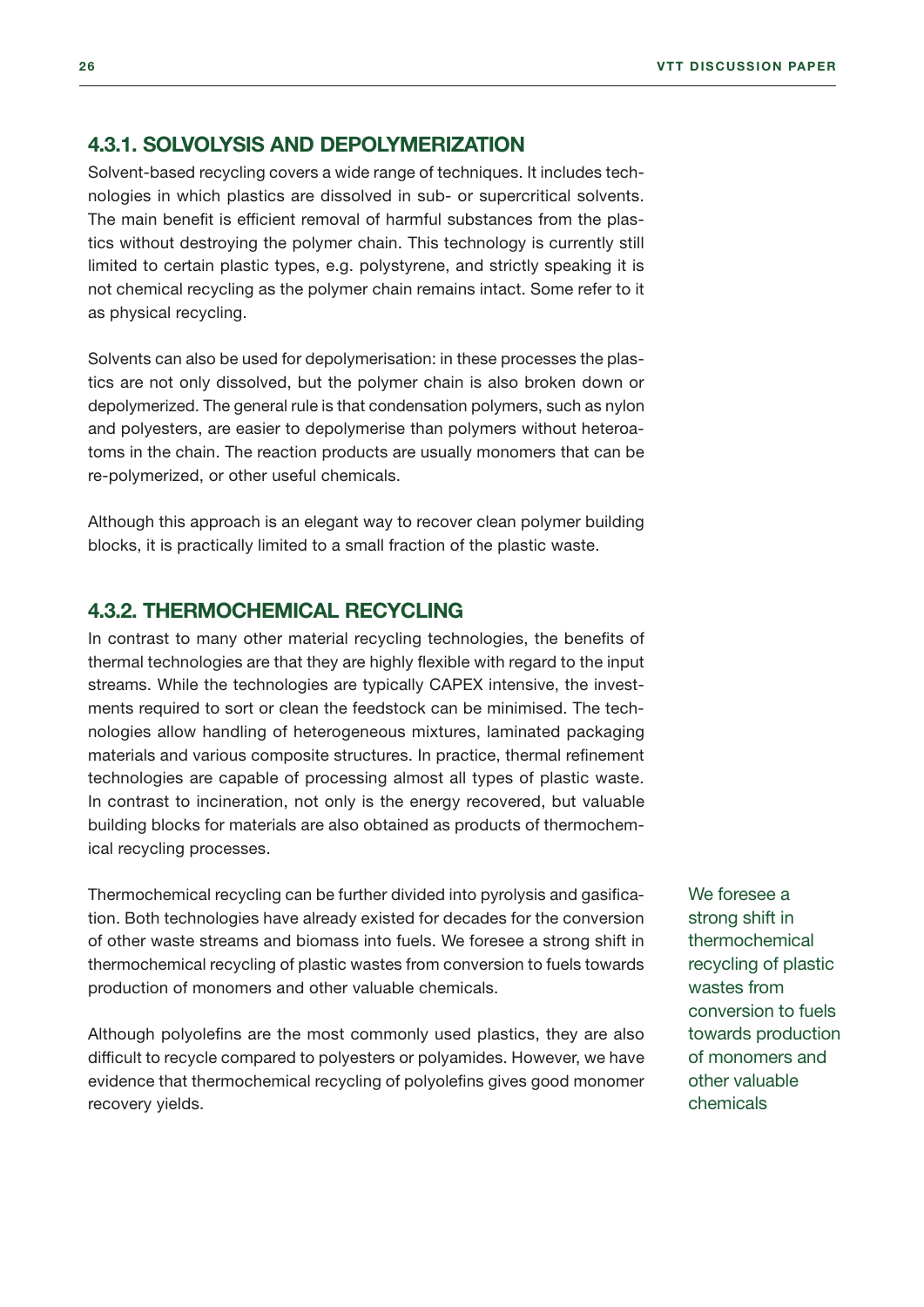### 4.3.1. SOLVOLYSIS AND DEPOLYMERIZATION

Solvent-based recycling covers a wide range of techniques. It includes technologies in which plastics are dissolved in sub- or supercritical solvents. The main benefit is efficient removal of harmful substances from the plastics without destroying the polymer chain. This technology is currently still limited to certain plastic types, e.g. polystyrene, and strictly speaking it is not chemical recycling as the polymer chain remains intact. Some refer to it as physical recycling.

Solvents can also be used for depolymerisation: in these processes the plastics are not only dissolved, but the polymer chain is also broken down or depolymerized. The general rule is that condensation polymers, such as nylon and polyesters, are easier to depolymerise than polymers without heteroatoms in the chain. The reaction products are usually monomers that can be re-polymerized, or other useful chemicals.

Although this approach is an elegant way to recover clean polymer building blocks, it is practically limited to a small fraction of the plastic waste.

### 4.3.2. THERMOCHEMICAL RECYCLING

In contrast to many other material recycling technologies, the benefits of thermal technologies are that they are highly flexible with regard to the input streams. While the technologies are typically CAPEX intensive, the investments required to sort or clean the feedstock can be minimised. The technologies allow handling of heterogeneous mixtures, laminated packaging materials and various composite structures. In practice, thermal refinement technologies are capable of processing almost all types of plastic waste. In contrast to incineration, not only is the energy recovered, but valuable building blocks for materials are also obtained as products of thermochemical recycling processes.

Thermochemical recycling can be further divided into pyrolysis and gasification. Both technologies have already existed for decades for the conversion of other waste streams and biomass into fuels. We foresee a strong shift in thermochemical recycling of plastic wastes from conversion to fuels towards production of monomers and other valuable chemicals.

> We foresee a strong shift in thermochemical recycling of plastic wastes from conversion to fuels towards production of monomers and other valuable chemicals

Although polyolefins are the most commonly used plastics, they are also difficult to recycle compared to polyesters or polyamides. However, we have evidence that thermochemical recycling of polyolefins gives good monomer recovery yields.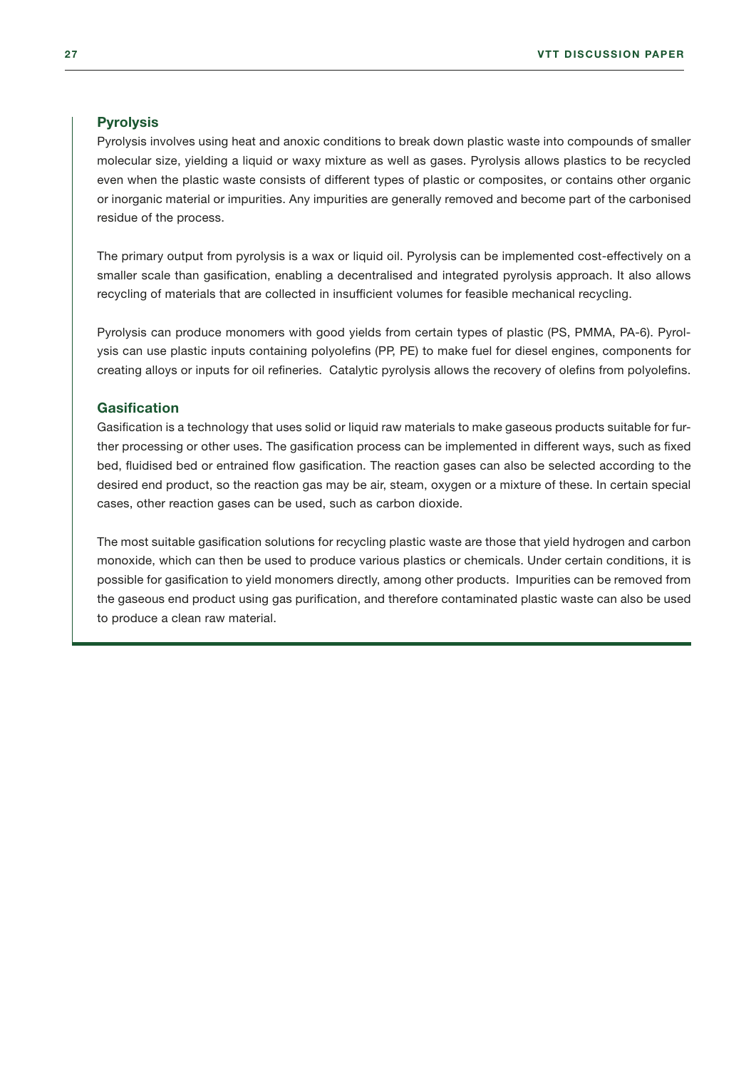### Pyrolysis

Pyrolysis involves using heat and anoxic conditions to break down plastic waste into compounds of smaller molecular size, yielding a liquid or waxy mixture as well as gases. Pyrolysis allows plastics to be recycled even when the plastic waste consists of different types of plastic or composites, or contains other organic or inorganic material or impurities. Any impurities are generally removed and become part of the carbonised residue of the process.

The primary output from pyrolysis is a wax or liquid oil. Pyrolysis can be implemented cost-effectively on a smaller scale than gasification, enabling a decentralised and integrated pyrolysis approach. It also allows recycling of materials that are collected in insufficient volumes for feasible mechanical recycling.

Pyrolysis can produce monomers with good yields from certain types of plastic (PS, PMMA, PA-6). Pyrolysis can use plastic inputs containing polyolefins (PP, PE) to make fuel for diesel engines, components for creating alloys or inputs for oil refineries. Catalytic pyrolysis allows the recovery of olefins from polyolefins.

### Gasification

Gasification is a technology that uses solid or liquid raw materials to make gaseous products suitable for further processing or other uses. The gasification process can be implemented in different ways, such as fixed bed, fluidised bed or entrained flow gasification. The reaction gases can also be selected according to the desired end product, so the reaction gas may be air, steam, oxygen or a mixture of these. In certain special cases, other reaction gases can be used, such as carbon dioxide.

The most suitable gasification solutions for recycling plastic waste are those that yield hydrogen and carbon monoxide, which can then be used to produce various plastics or chemicals. Under certain conditions, it is possible for gasification to yield monomers directly, among other products. Impurities can be removed from the gaseous end product using gas purification, and therefore contaminated plastic waste can also be used to produce a clean raw material.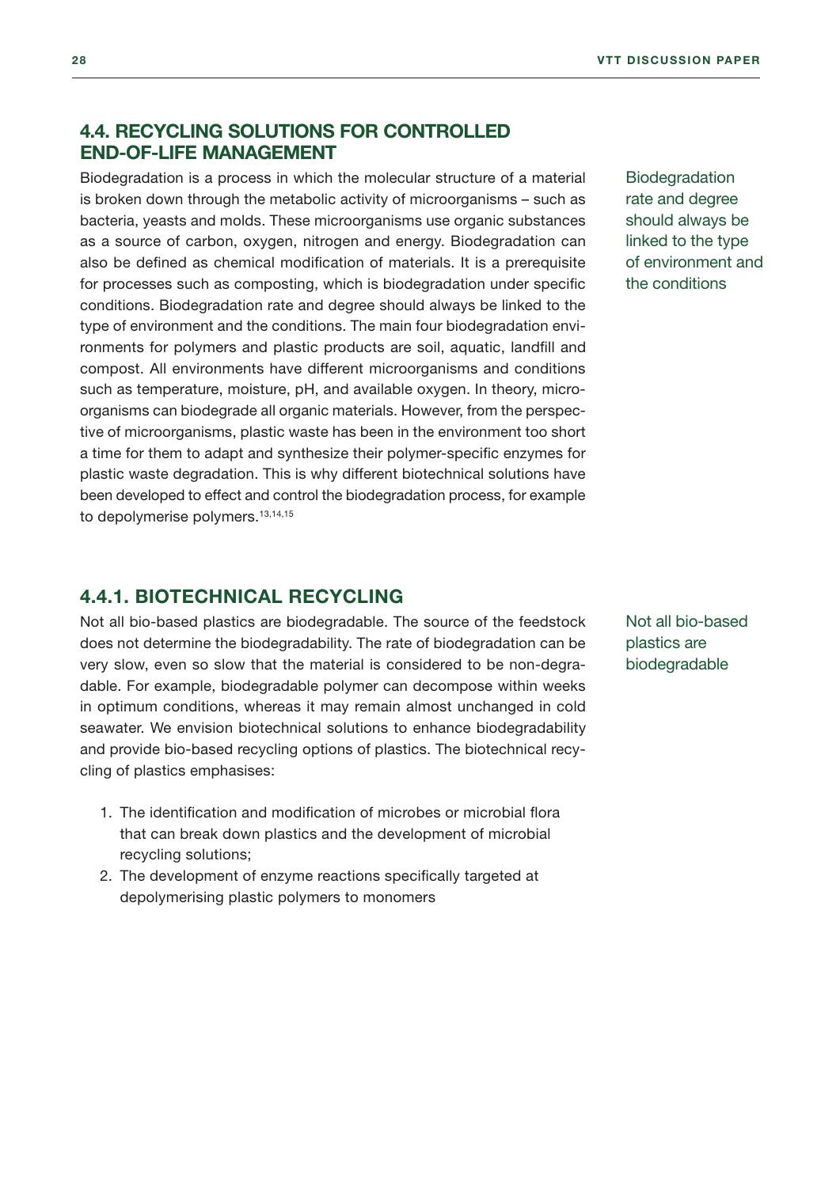## 4.4. RECYCLING SOLUTIONS FOR CONTROLLED END-OF-LIFE MANAGEMENT

Biodegradation is a process in which the molecular structure of a material is broken down through the metabolic activity of microorganisms – such as bacteria, yeasts and molds. These microorganisms use organic substances as a source of carbon, oxygen, nitrogen and energy. Biodegradation can also be defined as chemical modification of materials. It is a prerequisite for processes such as composting, which is biodegradation under specific conditions. Biodegradation rate and degree should always be linked to the type of environment and the conditions. The main four biodegradation environments for polymers and plastic products are soil, aquatic, landfill and compost. All environments have different microorganisms and conditions such as temperature, moisture, pH, and available oxygen. In theory, microorganisms can biodegrade all organic materials. However, from the perspective of microorganisms, plastic waste has been in the environment too short a time for them to adapt and synthesize their polymer-specific enzymes for plastic waste degradation. This is why different biotechnical solutions have been developed to effect and control the biodegradation process, for example to depolymerise polymers.[13,14,15]

Biodegradation rate and degree should always be linked to the type of environment and the conditions

### 4.4.1. BIOTECHNICAL RECYCLING

Not all bio-based plastics are biodegradable. The source of the feedstock does not determine the biodegradability. The rate of biodegradation can be very slow, even so slow that the material is considered to be non-degradable. For example, biodegradable polymer can decompose within weeks in optimum conditions, whereas it may remain almost unchanged in cold seawater. We envision biotechnical solutions to enhance biodegradability and provide bio-based recycling options of plastics. The biotechnical recycling of plastics emphasises:

Not all bio-based plastics are biodegradable

1. The identification and modification of microbes or microbial flora that can break down plastics and the development of microbial recycling solutions;
2. The development of enzyme reactions specifically targeted at depolymerising plastic polymers to monomers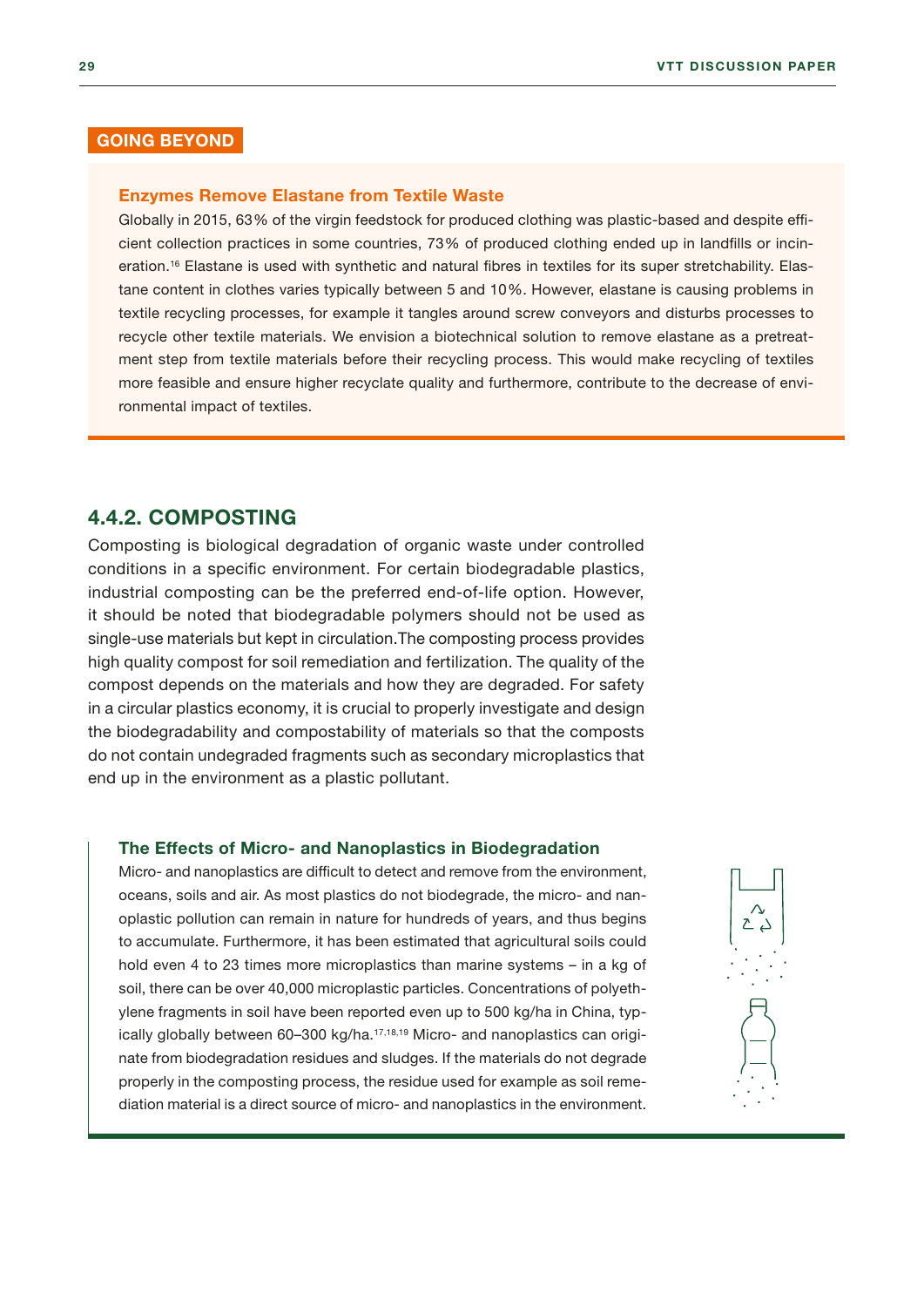**GOING BEYOND**

### Enzymes Remove Elastane from Textile Waste

Globally in 2015, 63% of the virgin feedstock for produced clothing was plastic-based and despite efficient collection practices in some countries, 73% of produced clothing ended up in landfills or incineration.[16] Elastane is used with synthetic and natural fibres in textiles for its super stretchability. Elastane content in clothes varies typically between 5 and 10%. However, elastane is causing problems in textile recycling processes, for example it tangles around screw conveyors and disturbs processes to recycle other textile materials. We envision a biotechnical solution to remove elastane as a pretreatment step from textile materials before their recycling process. This would make recycling of textiles more feasible and ensure higher recyclate quality and furthermore, contribute to the decrease of environmental impact of textiles.

## 4.4.2. COMPOSTING

Composting is biological degradation of organic waste under controlled conditions in a specific environment. For certain biodegradable plastics, industrial composting can be the preferred end-of-life option. However, it should be noted that biodegradable polymers should not be used as single-use materials but kept in circulation.The composting process provides high quality compost for soil remediation and fertilization. The quality of the compost depends on the materials and how they are degraded. For safety in a circular plastics economy, it is crucial to properly investigate and design the biodegradability and compostability of materials so that the composts do not contain undegraded fragments such as secondary microplastics that end up in the environment as a plastic pollutant.

### The Effects of Micro- and Nanoplastics in Biodegradation

Micro- and nanoplastics are difficult to detect and remove from the environment, oceans, soils and air. As most plastics do not biodegrade, the micro- and nanoplastic pollution can remain in nature for hundreds of years, and thus begins to accumulate. Furthermore, it has been estimated that agricultural soils could hold even 4 to 23 times more microplastics than marine systems – in a kg of soil, there can be over 40,000 microplastic particles. Concentrations of polyethylene fragments in soil have been reported even up to 500 kg/ha in China, typically globally between 60–300 kg/ha.[17,18,19] Micro- and nanoplastics can originate from biodegradation residues and sludges. If the materials do not degrade properly in the composting process, the residue used for example as soil remediation material is a direct source of micro- and nanoplastics in the environment.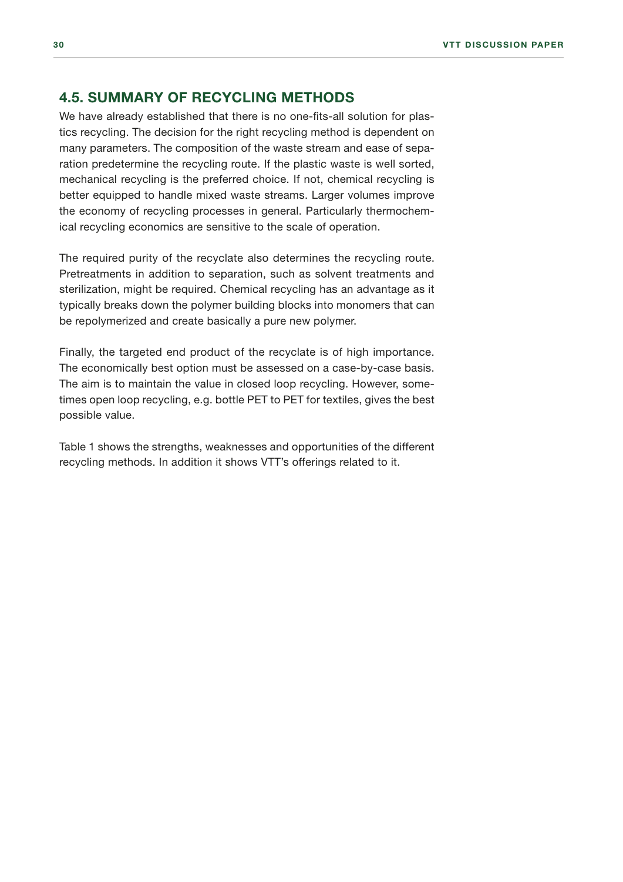## 4.5. SUMMARY OF RECYCLING METHODS

We have already established that there is no one-fits-all solution for plastics recycling. The decision for the right recycling method is dependent on many parameters. The composition of the waste stream and ease of separation predetermine the recycling route. If the plastic waste is well sorted, mechanical recycling is the preferred choice. If not, chemical recycling is better equipped to handle mixed waste streams. Larger volumes improve the economy of recycling processes in general. Particularly thermochemical recycling economics are sensitive to the scale of operation.

The required purity of the recyclate also determines the recycling route. Pretreatments in addition to separation, such as solvent treatments and sterilization, might be required. Chemical recycling has an advantage as it typically breaks down the polymer building blocks into monomers that can be repolymerized and create basically a pure new polymer.

Finally, the targeted end product of the recyclate is of high importance. The economically best option must be assessed on a case-by-case basis. The aim is to maintain the value in closed loop recycling. However, sometimes open loop recycling, e.g. bottle PET to PET for textiles, gives the best possible value.

Table 1 shows the strengths, weaknesses and opportunities of the different recycling methods. In addition it shows VTT's offerings related to it.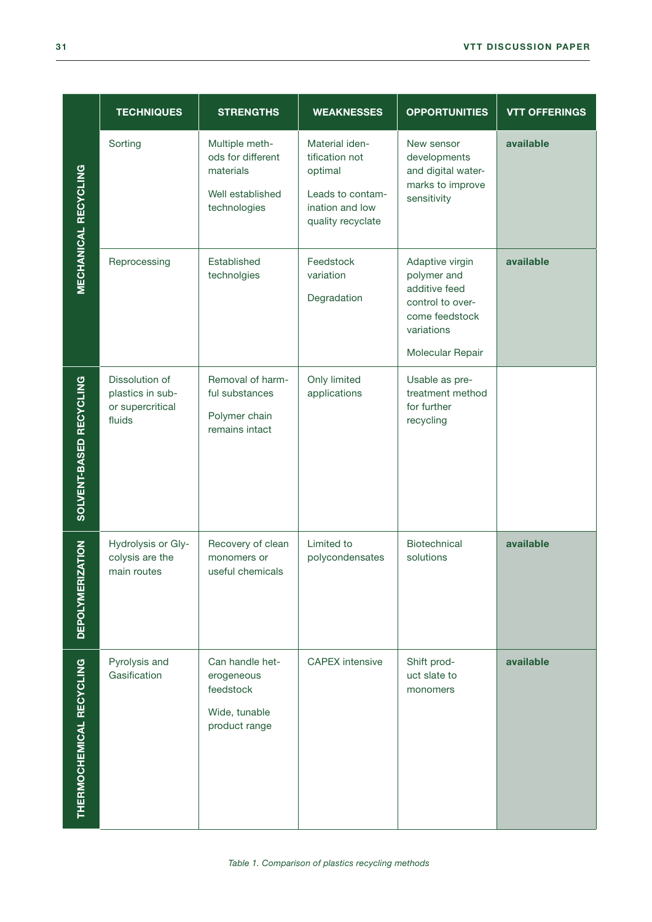| | TECHNIQUES | STRENGTHS | WEAKNESSES | OPPORTUNITIES | VTT OFFERINGS |
|---|---|---|---|---|---|
| MECHANICAL RECYCLING | Sorting | Multiple methods for different materials<br><br>Well established technologies | Material identification not optimal<br><br>Leads to contamination and low quality recyclate | New sensor developments and digital watermarks to improve sensitivity | **available** |
| | Reprocessing | Established technolgies | Feedstock variation<br><br>Degradation | Adaptive virgin polymer and additive feed control to overcome feedstock variations<br><br>Molecular Repair | **available** |
| SOLVENT-BASED RECYCLING | Dissolution of plastics in sub- or supercritical fluids | Removal of harmful substances<br><br>Polymer chain remains intact | Only limited applications | Usable as pre-treatment method for further recycling | |
| DEPOLYMERIZATION | Hydrolysis or Glycolysis are the main routes | Recovery of clean monomers or useful chemicals | Limited to polycondensates | Biotechnical solutions | **available** |
| THERMOCHEMICAL RECYCLING | Pyrolysis and Gasification | Can handle heterogeneous feedstock<br><br>Wide, tunable product range | CAPEX intensive | Shift product slate to monomers | **available** |

*Table 1. Comparison of plastics recycling methods*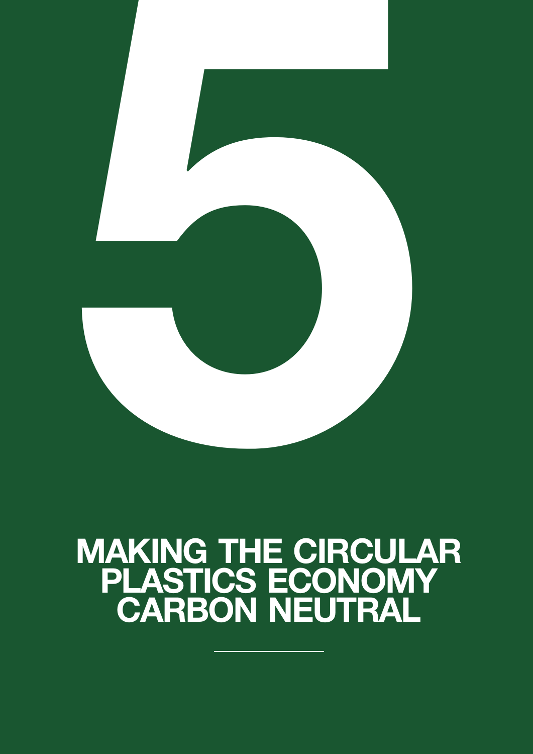# 5

# MAKING THE CIRCULAR PLASTICS ECONOMY CARBON NEUTRAL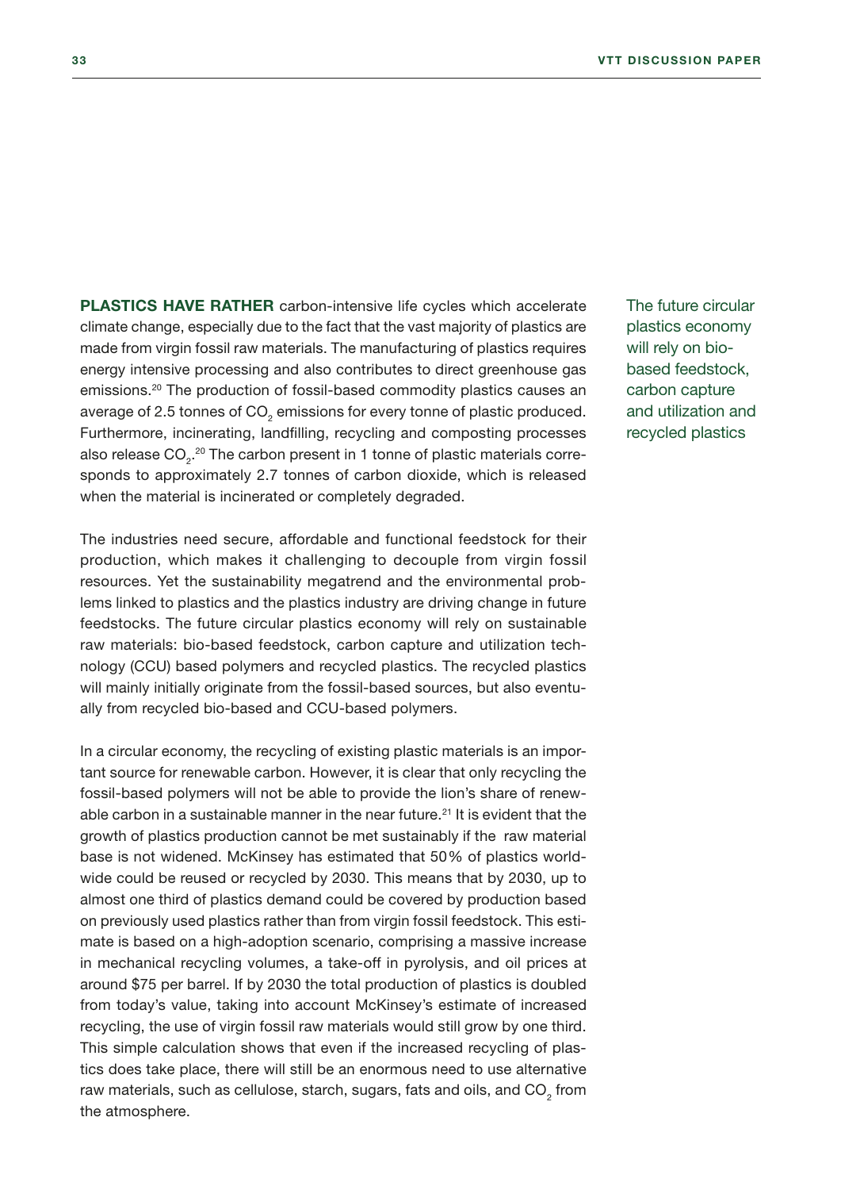**PLASTICS HAVE RATHER** carbon-intensive life cycles which accelerate climate change, especially due to the fact that the vast majority of plastics are made from virgin fossil raw materials. The manufacturing of plastics requires energy intensive processing and also contributes to direct greenhouse gas emissions.[20] The production of fossil-based commodity plastics causes an average of 2.5 tonnes of $CO_2$ emissions for every tonne of plastic produced. Furthermore, incinerating, landfilling, recycling and composting processes also release $CO_2$.[20] The carbon present in 1 tonne of plastic materials corresponds to approximately 2.7 tonnes of carbon dioxide, which is released when the material is incinerated or completely degraded.

The future circular plastics economy will rely on bio-based feedstock, carbon capture and utilization and recycled plastics

The industries need secure, affordable and functional feedstock for their production, which makes it challenging to decouple from virgin fossil resources. Yet the sustainability megatrend and the environmental problems linked to plastics and the plastics industry are driving change in future feedstocks. The future circular plastics economy will rely on sustainable raw materials: bio-based feedstock, carbon capture and utilization technology (CCU) based polymers and recycled plastics. The recycled plastics will mainly initially originate from the fossil-based sources, but also eventually from recycled bio-based and CCU-based polymers.

In a circular economy, the recycling of existing plastic materials is an important source for renewable carbon. However, it is clear that only recycling the fossil-based polymers will not be able to provide the lion's share of renewable carbon in a sustainable manner in the near future.[21] It is evident that the growth of plastics production cannot be met sustainably if the raw material base is not widened. McKinsey has estimated that 50% of plastics worldwide could be reused or recycled by 2030. This means that by 2030, up to almost one third of plastics demand could be covered by production based on previously used plastics rather than from virgin fossil feedstock. This estimate is based on a high-adoption scenario, comprising a massive increase in mechanical recycling volumes, a take-off in pyrolysis, and oil prices at around $75 per barrel. If by 2030 the total production of plastics is doubled from today's value, taking into account McKinsey's estimate of increased recycling, the use of virgin fossil raw materials would still grow by one third. This simple calculation shows that even if the increased recycling of plastics does take place, there will still be an enormous need to use alternative raw materials, such as cellulose, starch, sugars, fats and oils, and $CO_2$ from the atmosphere.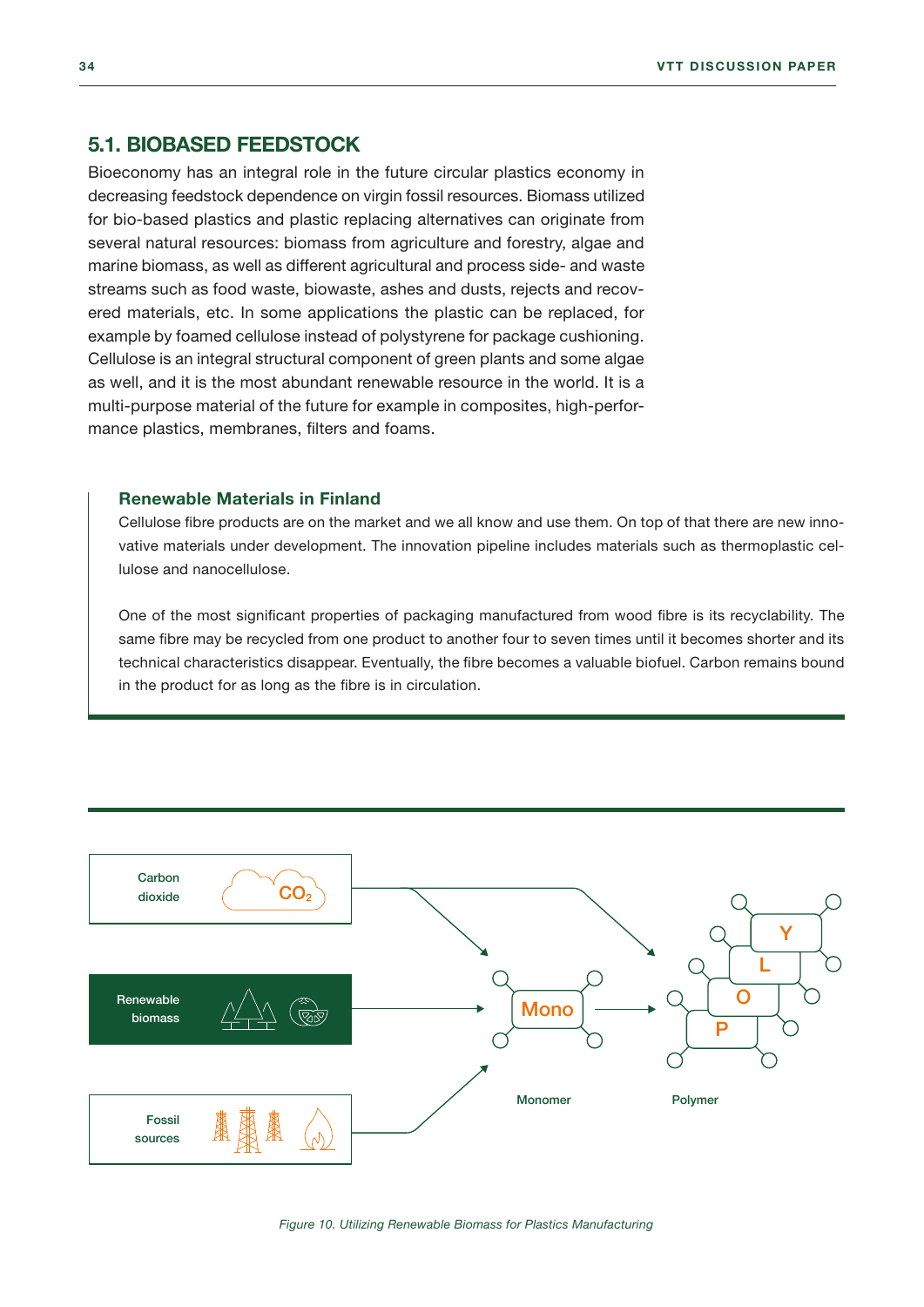## 5.1. BIOBASED FEEDSTOCK

Bioeconomy has an integral role in the future circular plastics economy in decreasing feedstock dependence on virgin fossil resources. Biomass utilized for bio-based plastics and plastic replacing alternatives can originate from several natural resources: biomass from agriculture and forestry, algae and marine biomass, as well as different agricultural and process side- and waste streams such as food waste, biowaste, ashes and dusts, rejects and recovered materials, etc. In some applications the plastic can be replaced, for example by foamed cellulose instead of polystyrene for package cushioning. Cellulose is an integral structural component of green plants and some algae as well, and it is the most abundant renewable resource in the world. It is a multi-purpose material of the future for example in composites, high-performance plastics, membranes, filters and foams.

### Renewable Materials in Finland

Cellulose fibre products are on the market and we all know and use them. On top of that there are new innovative materials under development. The innovation pipeline includes materials such as thermoplastic cellulose and nanocellulose.

One of the most significant properties of packaging manufactured from wood fibre is its recyclability. The same fibre may be recycled from one product to another four to seven times until it becomes shorter and its technical characteristics disappear. Eventually, the fibre becomes a valuable biofuel. Carbon remains bound in the product for as long as the fibre is in circulation.

Carbon dioxide $CO_2$ | Renewable biomass | Fossil sources → Mono (Monomer) → POLY (Polymer)

*Figure 10. Utilizing Renewable Biomass for Plastics Manufacturing*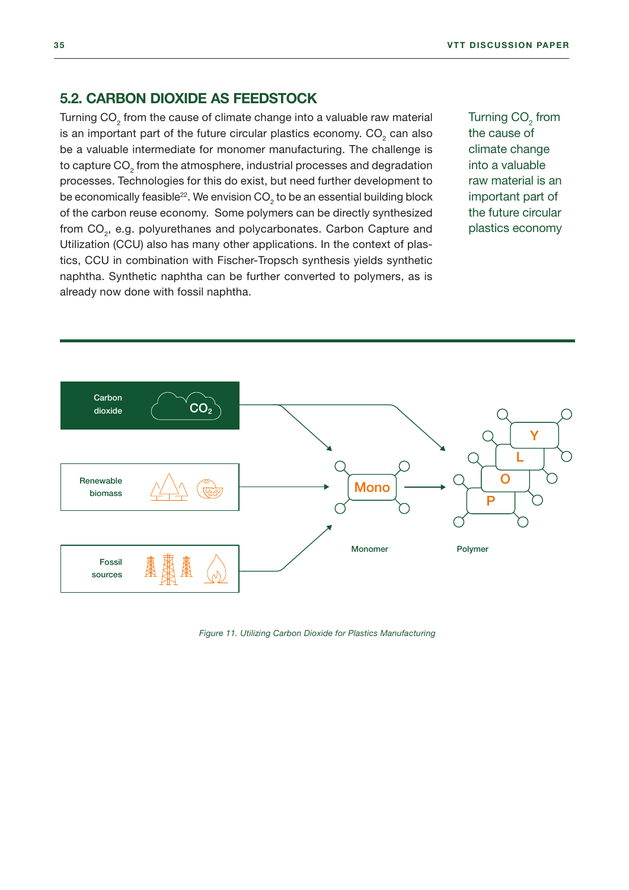## 5.2. CARBON DIOXIDE AS FEEDSTOCK

Turning $CO_2$ from the cause of climate change into a valuable raw material is an important part of the future circular plastics economy. $CO_2$ can also be a valuable intermediate for monomer manufacturing. The challenge is to capture $CO_2$ from the atmosphere, industrial processes and degradation processes. Technologies for this do exist, but need further development to be economically feasible[22]. We envision $CO_2$ to be an essential building block of the carbon reuse economy. Some polymers can be directly synthesized from $CO_2$, e.g. polyurethanes and polycarbonates. Carbon Capture and Utilization (CCU) also has many other applications. In the context of plastics, CCU in combination with Fischer-Tropsch synthesis yields synthetic naphtha. Synthetic naphtha can be further converted to polymers, as is already now done with fossil naphtha.

Turning $CO_2$ from the cause of climate change into a valuable raw material is an important part of the future circular plastics economy

Carbon dioxide $CO_2$

Renewable biomass

Fossil sources

Mono

Monomer

Y L O P

Polymer

*Figure 11. Utilizing Carbon Dioxide for Plastics Manufacturing*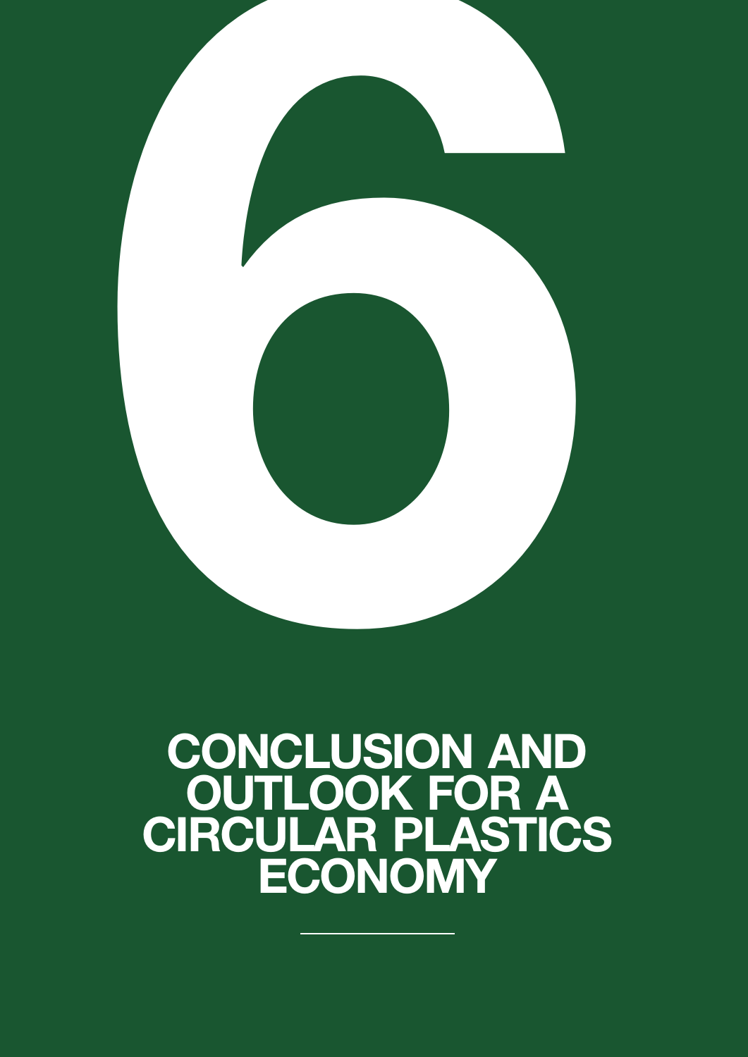# 6

# CONCLUSION AND OUTLOOK FOR A CIRCULAR PLASTICS ECONOMY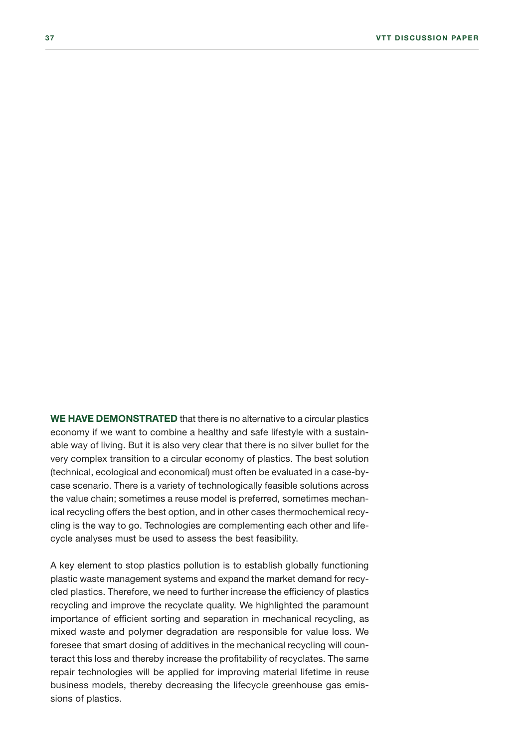**WE HAVE DEMONSTRATED** that there is no alternative to a circular plastics economy if we want to combine a healthy and safe lifestyle with a sustainable way of living. But it is also very clear that there is no silver bullet for the very complex transition to a circular economy of plastics. The best solution (technical, ecological and economical) must often be evaluated in a case-by-case scenario. There is a variety of technologically feasible solutions across the value chain; sometimes a reuse model is preferred, sometimes mechanical recycling offers the best option, and in other cases thermochemical recycling is the way to go. Technologies are complementing each other and lifecycle analyses must be used to assess the best feasibility.

A key element to stop plastics pollution is to establish globally functioning plastic waste management systems and expand the market demand for recycled plastics. Therefore, we need to further increase the efficiency of plastics recycling and improve the recyclate quality. We highlighted the paramount importance of efficient sorting and separation in mechanical recycling, as mixed waste and polymer degradation are responsible for value loss. We foresee that smart dosing of additives in the mechanical recycling will counteract this loss and thereby increase the profitability of recyclates. The same repair technologies will be applied for improving material lifetime in reuse business models, thereby decreasing the lifecycle greenhouse gas emissions of plastics.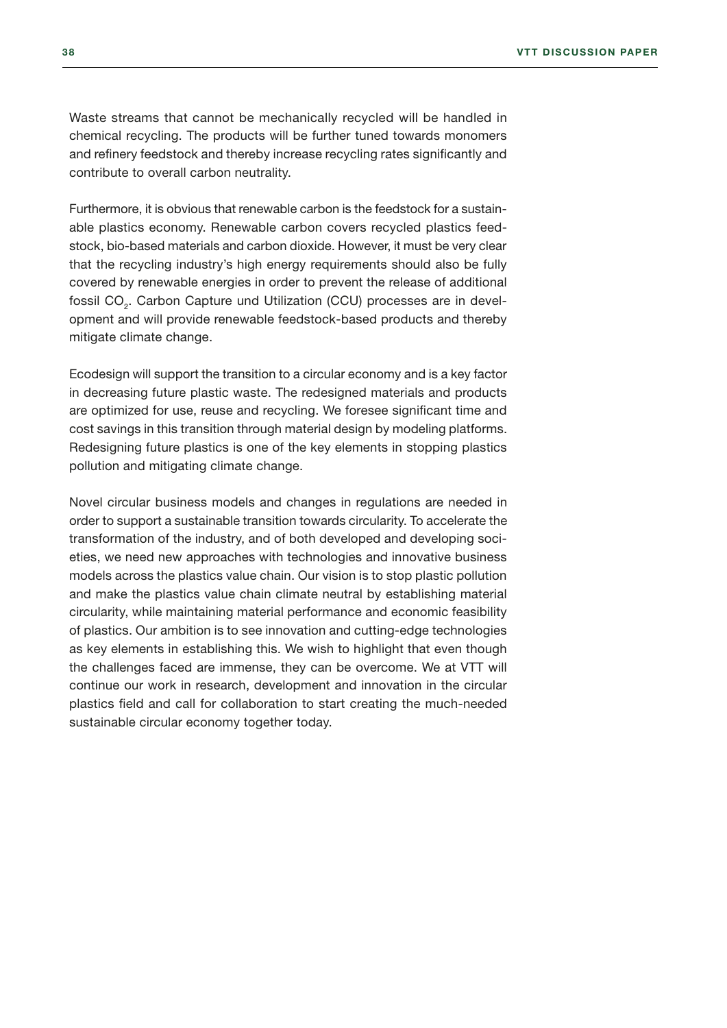Waste streams that cannot be mechanically recycled will be handled in chemical recycling. The products will be further tuned towards monomers and refinery feedstock and thereby increase recycling rates significantly and contribute to overall carbon neutrality.

Furthermore, it is obvious that renewable carbon is the feedstock for a sustainable plastics economy. Renewable carbon covers recycled plastics feedstock, bio-based materials and carbon dioxide. However, it must be very clear that the recycling industry's high energy requirements should also be fully covered by renewable energies in order to prevent the release of additional fossil $CO_2$. Carbon Capture und Utilization (CCU) processes are in development and will provide renewable feedstock-based products and thereby mitigate climate change.

Ecodesign will support the transition to a circular economy and is a key factor in decreasing future plastic waste. The redesigned materials and products are optimized for use, reuse and recycling. We foresee significant time and cost savings in this transition through material design by modeling platforms. Redesigning future plastics is one of the key elements in stopping plastics pollution and mitigating climate change.

Novel circular business models and changes in regulations are needed in order to support a sustainable transition towards circularity. To accelerate the transformation of the industry, and of both developed and developing societies, we need new approaches with technologies and innovative business models across the plastics value chain. Our vision is to stop plastic pollution and make the plastics value chain climate neutral by establishing material circularity, while maintaining material performance and economic feasibility of plastics. Our ambition is to see innovation and cutting-edge technologies as key elements in establishing this. We wish to highlight that even though the challenges faced are immense, they can be overcome. We at VTT will continue our work in research, development and innovation in the circular plastics field and call for collaboration to start creating the much-needed sustainable circular economy together today.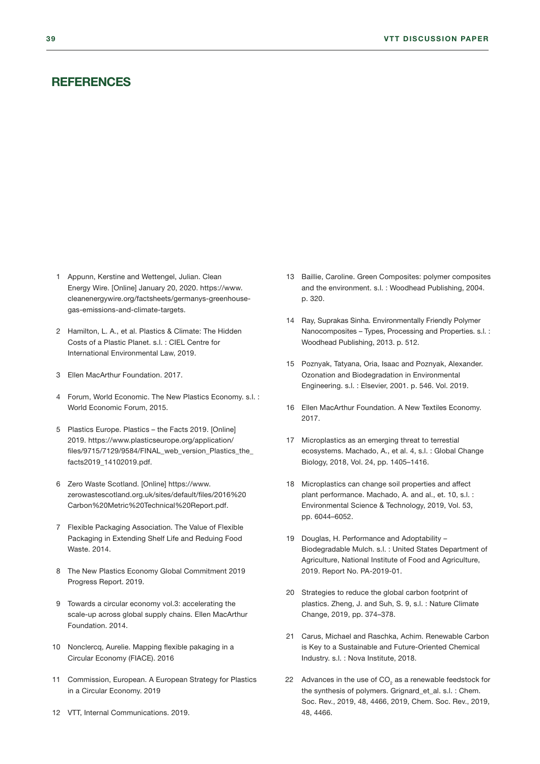## REFERENCES

1. Appunn, Kerstine and Wettengel, Julian. Clean Energy Wire. [Online] January 20, 2020. https://www.cleanenergywire.org/factsheets/germanys-greenhouse-gas-emissions-and-climate-targets.
2. Hamilton, L. A., et al. Plastics & Climate: The Hidden Costs of a Plastic Planet. s.l. : CIEL Centre for International Environmental Law, 2019.
3. Ellen MacArthur Foundation. 2017.
4. Forum, World Economic. The New Plastics Economy. s.l. : World Economic Forum, 2015.
5. Plastics Europe. Plastics – the Facts 2019. [Online] 2019. https://www.plasticseurope.org/application/files/9715/7129/9584/FINAL_web_version_Plastics_the_facts2019_14102019.pdf.
6. Zero Waste Scotland. [Online] https://www.zerowastescotland.org.uk/sites/default/files/2016%20Carbon%20Metric%20Technical%20Report.pdf.
7. Flexible Packaging Association. The Value of Flexible Packaging in Extending Shelf Life and Reduing Food Waste. 2014.
8. The New Plastics Economy Global Commitment 2019 Progress Report. 2019.
9. Towards a circular economy vol.3: accelerating the scale-up across global supply chains. Ellen MacArthur Foundation. 2014.
10. Nonclercq, Aurelie. Mapping flexible pakaging in a Circular Economy (FIACE). 2016
11. Commission, European. A European Strategy for Plastics in a Circular Economy. 2019
12. VTT, Internal Communications. 2019.
13. Baillie, Caroline. Green Composites: polymer composites and the environment. s.l. : Woodhead Publishing, 2004. p. 320.
14. Ray, Suprakas Sinha. Environmentally Friendly Polymer Nanocomposites – Types, Processing and Properties. s.l. : Woodhead Publishing, 2013. p. 512.
15. Poznyak, Tatyana, Oria, Isaac and Poznyak, Alexander. Ozonation and Biodegradation in Environmental Engineering. s.l. : Elsevier, 2001. p. 546. Vol. 2019.
16. Ellen MacArthur Foundation. A New Textiles Economy. 2017.
17. Microplastics as an emerging threat to terrestial ecosystems. Machado, A., et al. 4, s.l. : Global Change Biology, 2018, Vol. 24, pp. 1405–1416.
18. Microplastics can change soil properties and affect plant performance. Machado, A. and al., et. 10, s.l. : Environmental Science & Technology, 2019, Vol. 53, pp. 6044–6052.
19. Douglas, H. Performance and Adoptability – Biodegradable Mulch. s.l. : United States Department of Agriculture, National Institute of Food and Agriculture, 2019. Report No. PA-2019-01.
20. Strategies to reduce the global carbon footprint of plastics. Zheng, J. and Suh, S. 9, s.l. : Nature Climate Change, 2019, pp. 374–378.
21. Carus, Michael and Raschka, Achim. Renewable Carbon is Key to a Sustainable and Future-Oriented Chemical Industry. s.l. : Nova Institute, 2018.
22. Advances in the use of $CO_2$ as a renewable feedstock for the synthesis of polymers. Grignard_et_al. s.l. : Chem. Soc. Rev., 2019, 48, 4466, 2019, Chem. Soc. Rev., 2019, 48, 4466.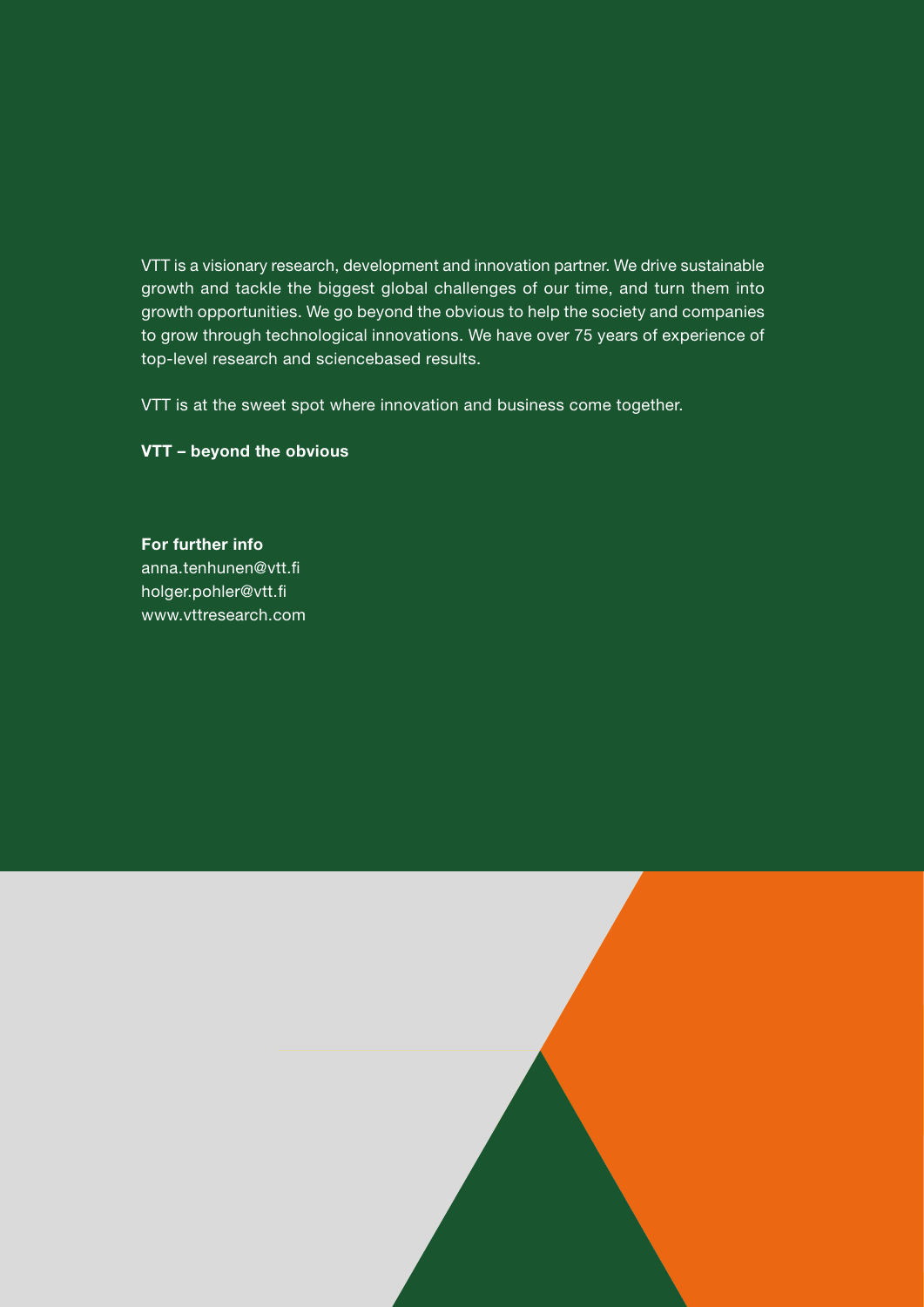VTT is a visionary research, development and innovation partner. We drive sustainable growth and tackle the biggest global challenges of our time, and turn them into growth opportunities. We go beyond the obvious to help the society and companies to grow through technological innovations. We have over 75 years of experience of top-level research and sciencebased results.

VTT is at the sweet spot where innovation and business come together.

**VTT – beyond the obvious**

**For further info**
anna.tenhunen@vtt.fi
holger.pohler@vtt.fi
www.vttresearch.com